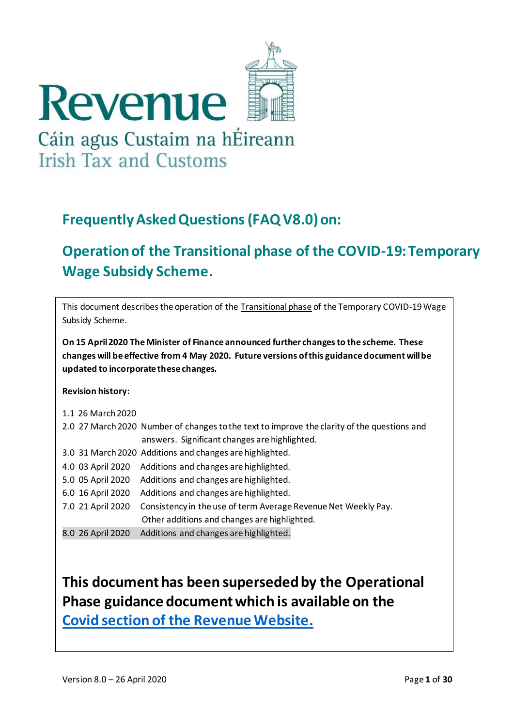Revenue

Cáin agus Custaim na hÉireann
Irish Tax and Customs

## Frequently Asked Questions (FAQ V8.0) on:

## Operation of the Transitional phase of the COVID-19: Temporary Wage Subsidy Scheme.

This document describes the operation of the Transitional phase of the Temporary COVID-19 Wage Subsidy Scheme.

**On 15 April 2020 The Minister of Finance announced further changes to the scheme. These changes will be effective from 4 May 2020. Future versions of this guidance document will be updated to incorporate these changes.**

**Revision history:**

- 1.1 26 March 2020
- 2.0 27 March 2020 Number of changes to the text to improve the clarity of the questions and answers. Significant changes are highlighted.
- 3.0 31 March 2020 Additions and changes are highlighted.
- 4.0 03 April 2020 Additions and changes are highlighted.
- 5.0 05 April 2020 Additions and changes are highlighted.
- 6.0 16 April 2020 Additions and changes are highlighted.
- 7.0 21 April 2020 Consistency in the use of term Average Revenue Net Weekly Pay. Other additions and changes are highlighted.
- 8.0 26 April 2020 Additions and changes are highlighted.

# This document has been superseded by the Operational Phase guidance document which is available on the [Covid section of the Revenue Website.]()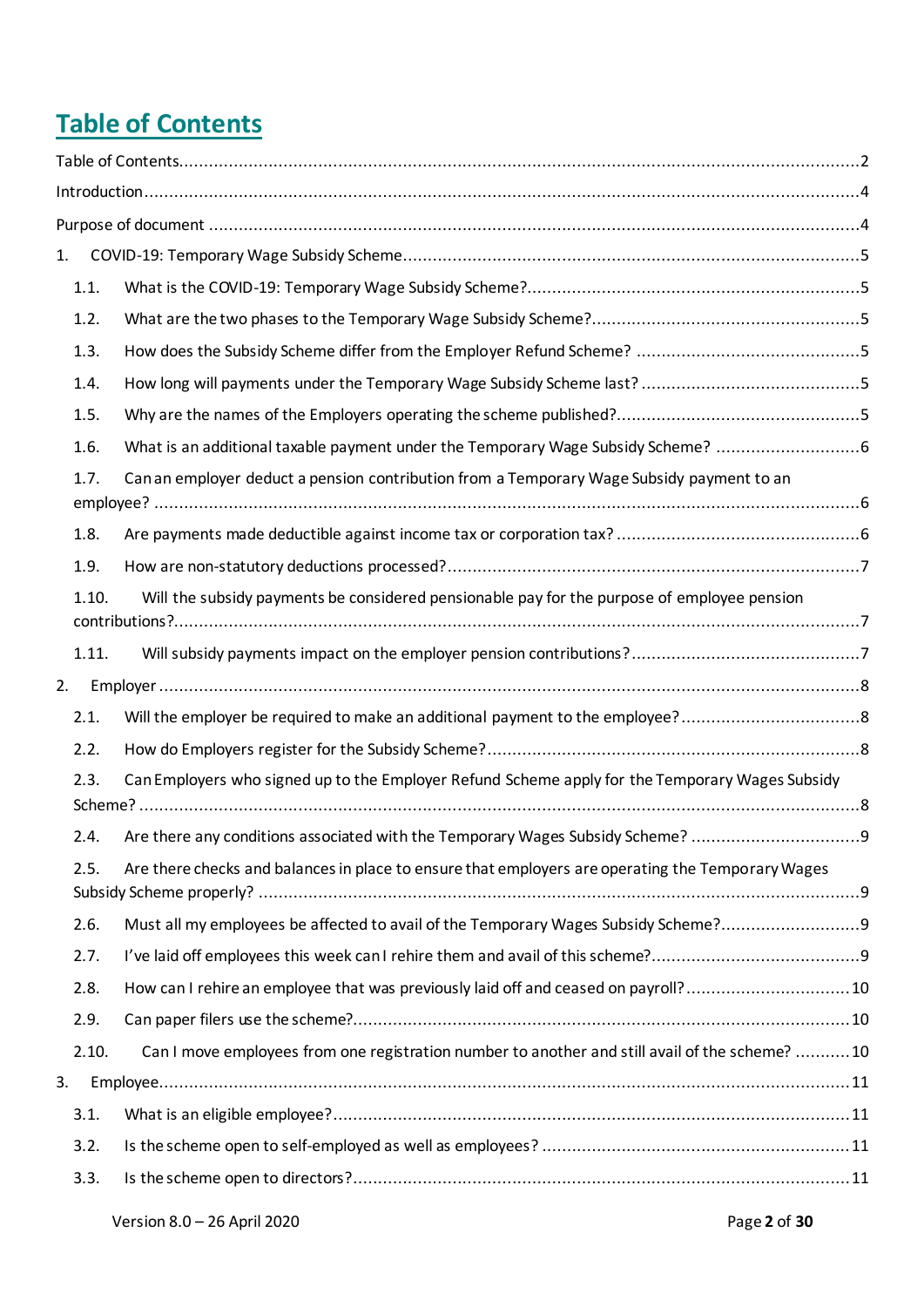# Table of Contents

Table of Contents ........ 2

Introduction ........ 4

Purpose of document ........ 4

1. COVID-19: Temporary Wage Subsidy Scheme ........ 5
   - 1.1. What is the COVID-19: Temporary Wage Subsidy Scheme? ........ 5
   - 1.2. What are the two phases to the Temporary Wage Subsidy Scheme? ........ 5
   - 1.3. How does the Subsidy Scheme differ from the Employer Refund Scheme? ........ 5
   - 1.4. How long will payments under the Temporary Wage Subsidy Scheme last? ........ 5
   - 1.5. Why are the names of the Employers operating the scheme published? ........ 5
   - 1.6. What is an additional taxable payment under the Temporary Wage Subsidy Scheme? ........ 6
   - 1.7. Can an employer deduct a pension contribution from a Temporary Wage Subsidy payment to an employee? ........ 6
   - 1.8. Are payments made deductible against income tax or corporation tax? ........ 6
   - 1.9. How are non-statutory deductions processed? ........ 7
   - 1.10. Will the subsidy payments be considered pensionable pay for the purpose of employee pension contributions? ........ 7
   - 1.11. Will subsidy payments impact on the employer pension contributions? ........ 7
2. Employer ........ 8
   - 2.1. Will the employer be required to make an additional payment to the employee? ........ 8
   - 2.2. How do Employers register for the Subsidy Scheme? ........ 8
   - 2.3. Can Employers who signed up to the Employer Refund Scheme apply for the Temporary Wages Subsidy Scheme? ........ 8
   - 2.4. Are there any conditions associated with the Temporary Wages Subsidy Scheme? ........ 9
   - 2.5. Are there checks and balances in place to ensure that employers are operating the Temporary Wages Subsidy Scheme properly? ........ 9
   - 2.6. Must all my employees be affected to avail of the Temporary Wages Subsidy Scheme? ........ 9
   - 2.7. I've laid off employees this week can I rehire them and avail of this scheme? ........ 9
   - 2.8. How can I rehire an employee that was previously laid off and ceased on payroll? ........ 10
   - 2.9. Can paper filers use the scheme? ........ 10
   - 2.10. Can I move employees from one registration number to another and still avail of the scheme? ........ 10
3. Employee ........ 11
   - 3.1. What is an eligible employee? ........ 11
   - 3.2. Is the scheme open to self-employed as well as employees? ........ 11
   - 3.3. Is the scheme open to directors? ........ 11

Version 8.0 – 26 April 2020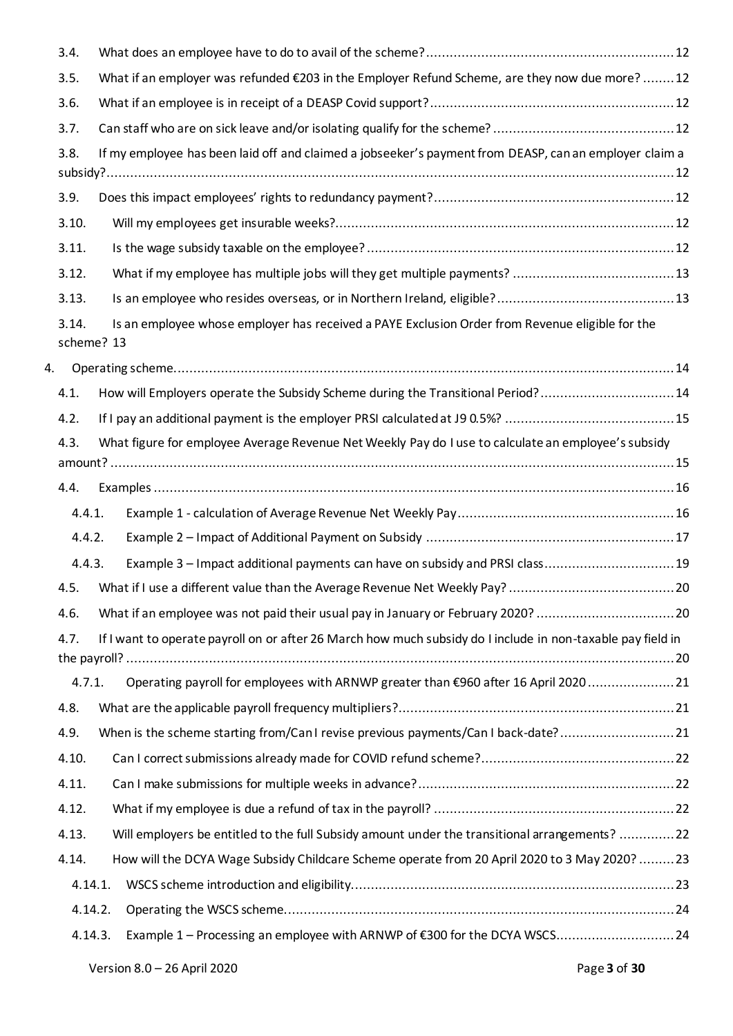- 3.4. What does an employee have to do to avail of the scheme? ..... 12
- 3.5. What if an employer was refunded €203 in the Employer Refund Scheme, are they now due more? ..... 12
- 3.6. What if an employee is in receipt of a DEASP Covid support? ..... 12
- 3.7. Can staff who are on sick leave and/or isolating qualify for the scheme? ..... 12
- 3.8. If my employee has been laid off and claimed a jobseeker's payment from DEASP, can an employer claim a subsidy? ..... 12
- 3.9. Does this impact employees' rights to redundancy payment? ..... 12
- 3.10. Will my employees get insurable weeks? ..... 12
- 3.11. Is the wage subsidy taxable on the employee? ..... 12
- 3.12. What if my employee has multiple jobs will they get multiple payments? ..... 13
- 3.13. Is an employee who resides overseas, or in Northern Ireland, eligible? ..... 13
- 3.14. Is an employee whose employer has received a PAYE Exclusion Order from Revenue eligible for the scheme? 13

4. Operating scheme ..... 14
- 4.1. How will Employers operate the Subsidy Scheme during the Transitional Period? ..... 14
- 4.2. If I pay an additional payment is the employer PRSI calculated at J9 0.5%? ..... 15
- 4.3. What figure for employee Average Revenue Net Weekly Pay do I use to calculate an employee's subsidy amount? ..... 15
- 4.4. Examples ..... 16
  - 4.4.1. Example 1 - calculation of Average Revenue Net Weekly Pay ..... 16
  - 4.4.2. Example 2 – Impact of Additional Payment on Subsidy ..... 17
  - 4.4.3. Example 3 – Impact additional payments can have on subsidy and PRSI class ..... 19
- 4.5. What if I use a different value than the Average Revenue Net Weekly Pay? ..... 20
- 4.6. What if an employee was not paid their usual pay in January or February 2020? ..... 20
- 4.7. If I want to operate payroll on or after 26 March how much subsidy do I include in non-taxable pay field in the payroll? ..... 20
  - 4.7.1. Operating payroll for employees with ARNWP greater than €960 after 16 April 2020 ..... 21
- 4.8. What are the applicable payroll frequency multipliers? ..... 21
- 4.9. When is the scheme starting from/Can I revise previous payments/Can I back-date? ..... 21
- 4.10. Can I correct submissions already made for COVID refund scheme? ..... 22
- 4.11. Can I make submissions for multiple weeks in advance? ..... 22
- 4.12. What if my employee is due a refund of tax in the payroll? ..... 22
- 4.13. Will employers be entitled to the full Subsidy amount under the transitional arrangements? ..... 22
- 4.14. How will the DCYA Wage Subsidy Childcare Scheme operate from 20 April 2020 to 3 May 2020? ..... 23
  - 4.14.1. WSCS scheme introduction and eligibility ..... 23
  - 4.14.2. Operating the WSCS scheme ..... 24
  - 4.14.3. Example 1 – Processing an employee with ARNWP of €300 for the DCYA WSCS ..... 24

Version 8.0 – 26 April 2020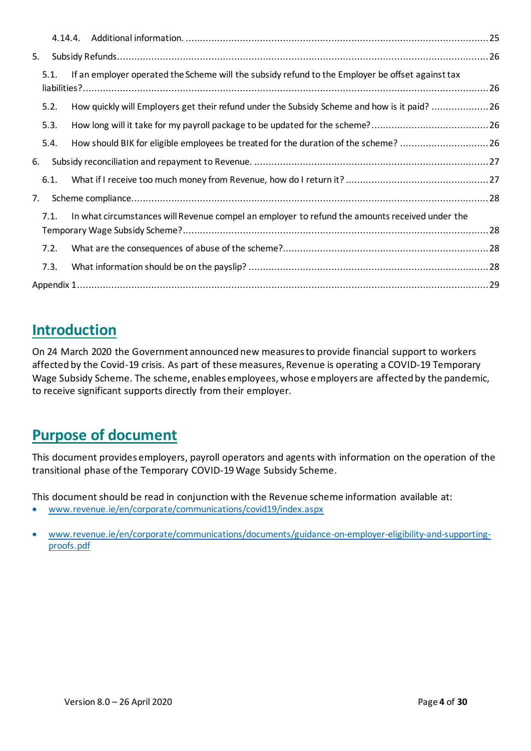4.14.4. Additional information. ..... 25

5. Subsidy Refunds ..... 26

5.1. If an employer operated the Scheme will the subsidy refund to the Employer be offset against tax liabilities? ..... 26

5.2. How quickly will Employers get their refund under the Subsidy Scheme and how is it paid? ..... 26

5.3. How long will it take for my payroll package to be updated for the scheme? ..... 26

5.4. How should BIK for eligible employees be treated for the duration of the scheme? ..... 26

6. Subsidy reconciliation and repayment to Revenue. ..... 27

6.1. What if I receive too much money from Revenue, how do I return it? ..... 27

7. Scheme compliance ..... 28

7.1. In what circumstances will Revenue compel an employer to refund the amounts received under the Temporary Wage Subsidy Scheme? ..... 28

7.2. What are the consequences of abuse of the scheme? ..... 28

7.3. What information should be on the payslip? ..... 28

Appendix 1 ..... 29

# Introduction

On 24 March 2020 the Government announced new measures to provide financial support to workers affected by the Covid-19 crisis. As part of these measures, Revenue is operating a COVID-19 Temporary Wage Subsidy Scheme. The scheme, enables employees, whose employers are affected by the pandemic, to receive significant supports directly from their employer.

# Purpose of document

This document provides employers, payroll operators and agents with information on the operation of the transitional phase of the Temporary COVID-19 Wage Subsidy Scheme.

This document should be read in conjunction with the Revenue scheme information available at:

- www.revenue.ie/en/corporate/communications/covid19/index.aspx
- www.revenue.ie/en/corporate/communications/documents/guidance-on-employer-eligibility-and-supporting-proofs.pdf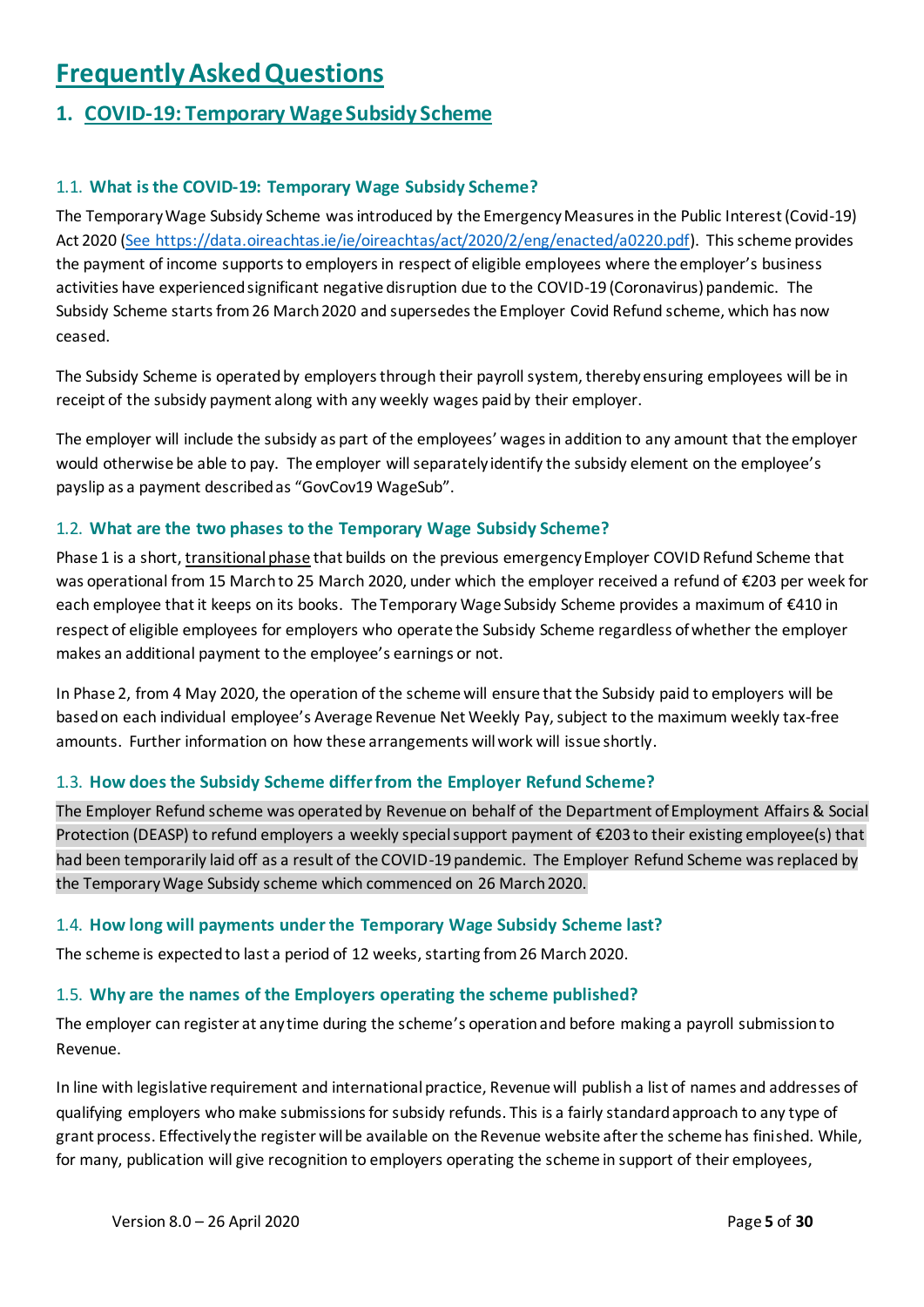# Frequently Asked Questions

## 1. COVID-19: Temporary Wage Subsidy Scheme

### 1.1. What is the COVID-19: Temporary Wage Subsidy Scheme?

The Temporary Wage Subsidy Scheme was introduced by the Emergency Measures in the Public Interest (Covid-19) Act 2020 (See https://data.oireachtas.ie/ie/oireachtas/act/2020/2/eng/enacted/a0220.pdf). This scheme provides the payment of income supports to employers in respect of eligible employees where the employer's business activities have experienced significant negative disruption due to the COVID-19 (Coronavirus) pandemic. The Subsidy Scheme starts from 26 March 2020 and supersedes the Employer Covid Refund scheme, which has now ceased.

The Subsidy Scheme is operated by employers through their payroll system, thereby ensuring employees will be in receipt of the subsidy payment along with any weekly wages paid by their employer.

The employer will include the subsidy as part of the employees' wages in addition to any amount that the employer would otherwise be able to pay. The employer will separately identify the subsidy element on the employee's payslip as a payment described as "GovCov19 WageSub".

### 1.2. What are the two phases to the Temporary Wage Subsidy Scheme?

Phase 1 is a short, transitional phase that builds on the previous emergency Employer COVID Refund Scheme that was operational from 15 March to 25 March 2020, under which the employer received a refund of €203 per week for each employee that it keeps on its books. The Temporary Wage Subsidy Scheme provides a maximum of €410 in respect of eligible employees for employers who operate the Subsidy Scheme regardless of whether the employer makes an additional payment to the employee's earnings or not.

In Phase 2, from 4 May 2020, the operation of the scheme will ensure that the Subsidy paid to employers will be based on each individual employee's Average Revenue Net Weekly Pay, subject to the maximum weekly tax-free amounts. Further information on how these arrangements will work will issue shortly.

### 1.3. How does the Subsidy Scheme differ from the Employer Refund Scheme?

The Employer Refund scheme was operated by Revenue on behalf of the Department of Employment Affairs & Social Protection (DEASP) to refund employers a weekly special support payment of €203 to their existing employee(s) that had been temporarily laid off as a result of the COVID-19 pandemic. The Employer Refund Scheme was replaced by the Temporary Wage Subsidy scheme which commenced on 26 March 2020.

### 1.4. How long will payments under the Temporary Wage Subsidy Scheme last?

The scheme is expected to last a period of 12 weeks, starting from 26 March 2020.

### 1.5. Why are the names of the Employers operating the scheme published?

The employer can register at any time during the scheme's operation and before making a payroll submission to Revenue.

In line with legislative requirement and international practice, Revenue will publish a list of names and addresses of qualifying employers who make submissions for subsidy refunds. This is a fairly standard approach to any type of grant process. Effectively the register will be available on the Revenue website after the scheme has finished. While, for many, publication will give recognition to employers operating the scheme in support of their employees,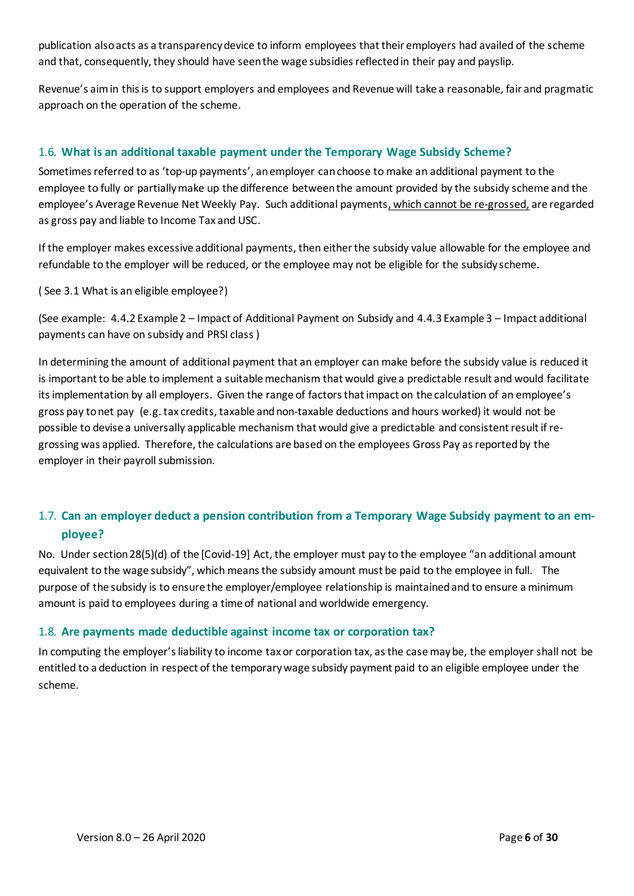publication also acts as a transparency device to inform employees that their employers had availed of the scheme and that, consequently, they should have seen the wage subsidies reflected in their pay and payslip.

Revenue's aim in this is to support employers and employees and Revenue will take a reasonable, fair and pragmatic approach on the operation of the scheme.

### 1.6. What is an additional taxable payment under the Temporary Wage Subsidy Scheme?

Sometimes referred to as 'top-up payments', an employer can choose to make an additional payment to the employee to fully or partially make up the difference between the amount provided by the subsidy scheme and the employee's Average Revenue Net Weekly Pay. Such additional payments, which cannot be re-grossed, are regarded as gross pay and liable to Income Tax and USC.

If the employer makes excessive additional payments, then either the subsidy value allowable for the employee and refundable to the employer will be reduced, or the employee may not be eligible for the subsidy scheme.

( See 3.1 What is an eligible employee?)

(See example: 4.4.2 Example 2 – Impact of Additional Payment on Subsidy and 4.4.3 Example 3 – Impact additional payments can have on subsidy and PRSI class )

In determining the amount of additional payment that an employer can make before the subsidy value is reduced it is important to be able to implement a suitable mechanism that would give a predictable result and would facilitate its implementation by all employers. Given the range of factors that impact on the calculation of an employee's gross pay to net pay (e.g. tax credits, taxable and non-taxable deductions and hours worked) it would not be possible to devise a universally applicable mechanism that would give a predictable and consistent result if re-grossing was applied. Therefore, the calculations are based on the employees Gross Pay as reported by the employer in their payroll submission.

### 1.7. Can an employer deduct a pension contribution from a Temporary Wage Subsidy payment to an employee?

No. Under section 28(5)(d) of the [Covid-19] Act, the employer must pay to the employee "an additional amount equivalent to the wage subsidy", which means the subsidy amount must be paid to the employee in full. The purpose of the subsidy is to ensure the employer/employee relationship is maintained and to ensure a minimum amount is paid to employees during a time of national and worldwide emergency.

### 1.8. Are payments made deductible against income tax or corporation tax?

In computing the employer's liability to income tax or corporation tax, as the case may be, the employer shall not be entitled to a deduction in respect of the temporary wage subsidy payment paid to an eligible employee under the scheme.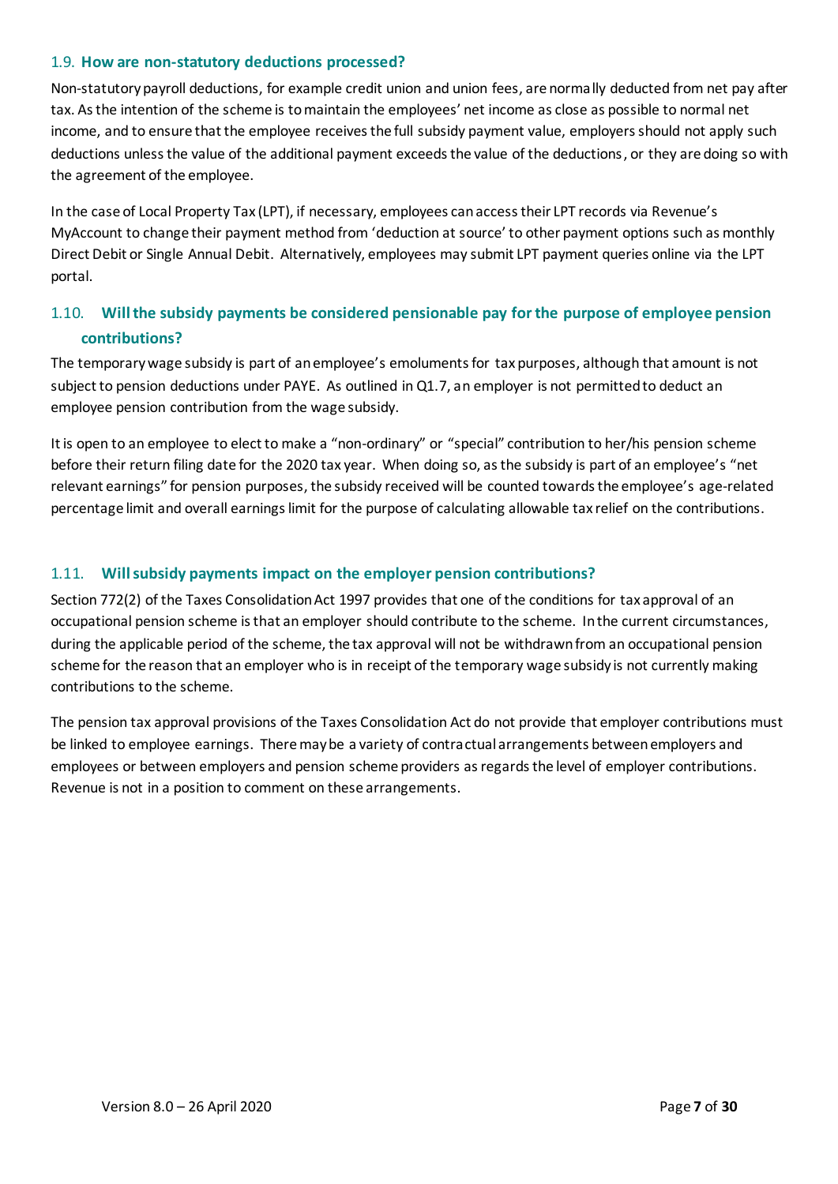### 1.9. How are non-statutory deductions processed?

Non-statutory payroll deductions, for example credit union and union fees, are normally deducted from net pay after tax. As the intention of the scheme is to maintain the employees' net income as close as possible to normal net income, and to ensure that the employee receives the full subsidy payment value, employers should not apply such deductions unless the value of the additional payment exceeds the value of the deductions, or they are doing so with the agreement of the employee.

In the case of Local Property Tax (LPT), if necessary, employees can access their LPT records via Revenue's MyAccount to change their payment method from 'deduction at source' to other payment options such as monthly Direct Debit or Single Annual Debit. Alternatively, employees may submit LPT payment queries online via the LPT portal.

### 1.10. Will the subsidy payments be considered pensionable pay for the purpose of employee pension contributions?

The temporary wage subsidy is part of an employee's emoluments for tax purposes, although that amount is not subject to pension deductions under PAYE. As outlined in Q1.7, an employer is not permitted to deduct an employee pension contribution from the wage subsidy.

It is open to an employee to elect to make a "non-ordinary" or "special" contribution to her/his pension scheme before their return filing date for the 2020 tax year. When doing so, as the subsidy is part of an employee's "net relevant earnings" for pension purposes, the subsidy received will be counted towards the employee's age-related percentage limit and overall earnings limit for the purpose of calculating allowable tax relief on the contributions.

### 1.11. Will subsidy payments impact on the employer pension contributions?

Section 772(2) of the Taxes Consolidation Act 1997 provides that one of the conditions for tax approval of an occupational pension scheme is that an employer should contribute to the scheme. In the current circumstances, during the applicable period of the scheme, the tax approval will not be withdrawn from an occupational pension scheme for the reason that an employer who is in receipt of the temporary wage subsidy is not currently making contributions to the scheme.

The pension tax approval provisions of the Taxes Consolidation Act do not provide that employer contributions must be linked to employee earnings. There may be a variety of contractual arrangements between employers and employees or between employers and pension scheme providers as regards the level of employer contributions. Revenue is not in a position to comment on these arrangements.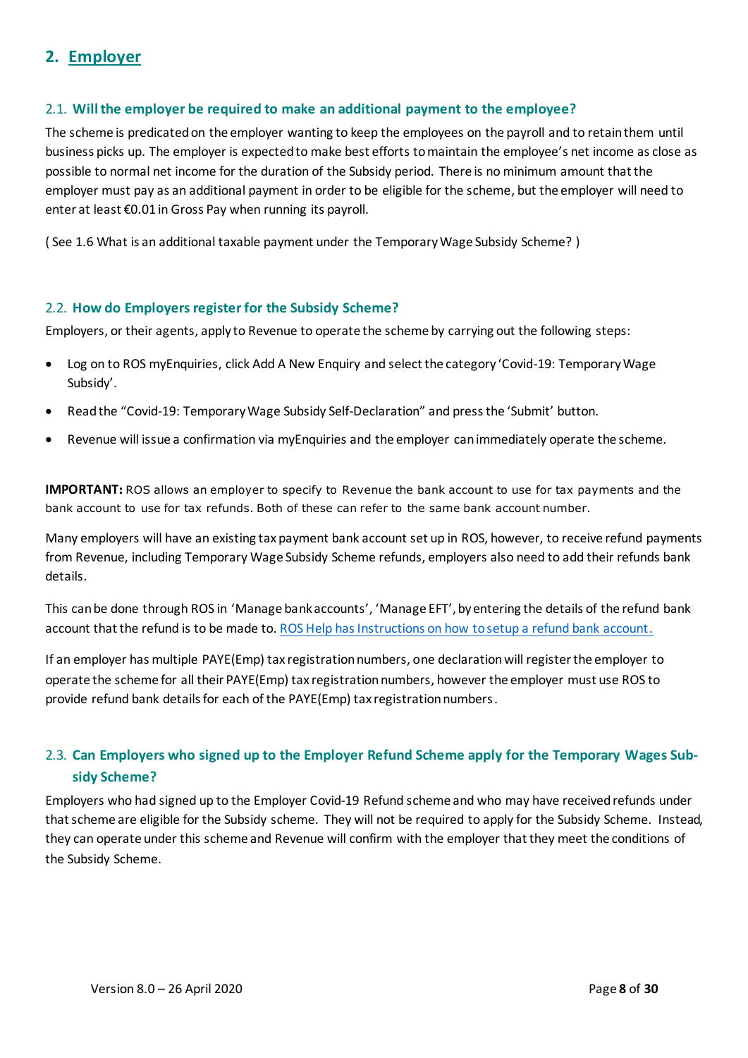## 2. Employer

### 2.1. Will the employer be required to make an additional payment to the employee?

The scheme is predicated on the employer wanting to keep the employees on the payroll and to retain them until business picks up. The employer is expected to make best efforts to maintain the employee's net income as close as possible to normal net income for the duration of the Subsidy period. There is no minimum amount that the employer must pay as an additional payment in order to be eligible for the scheme, but the employer will need to enter at least €0.01 in Gross Pay when running its payroll.

( See 1.6 What is an additional taxable payment under the Temporary Wage Subsidy Scheme? )

### 2.2. How do Employers register for the Subsidy Scheme?

Employers, or their agents, apply to Revenue to operate the scheme by carrying out the following steps:

- Log on to ROS myEnquiries, click Add A New Enquiry and select the category 'Covid-19: Temporary Wage Subsidy'.
- Read the "Covid-19: Temporary Wage Subsidy Self-Declaration" and press the 'Submit' button.
- Revenue will issue a confirmation via myEnquiries and the employer can immediately operate the scheme.

**IMPORTANT:** ROS allows an employer to specify to Revenue the bank account to use for tax payments and the bank account to use for tax refunds. Both of these can refer to the same bank account number.

Many employers will have an existing tax payment bank account set up in ROS, however, to receive refund payments from Revenue, including Temporary Wage Subsidy Scheme refunds, employers also need to add their refunds bank details.

This can be done through ROS in 'Manage bank accounts', 'Manage EFT', by entering the details of the refund bank account that the refund is to be made to. ROS Help has Instructions on how to setup a refund bank account.

If an employer has multiple PAYE(Emp) tax registration numbers, one declaration will register the employer to operate the scheme for all their PAYE(Emp) tax registration numbers, however the employer must use ROS to provide refund bank details for each of the PAYE(Emp) tax registration numbers.

### 2.3. Can Employers who signed up to the Employer Refund Scheme apply for the Temporary Wages Subsidy Scheme?

Employers who had signed up to the Employer Covid-19 Refund scheme and who may have received refunds under that scheme are eligible for the Subsidy scheme. They will not be required to apply for the Subsidy Scheme. Instead, they can operate under this scheme and Revenue will confirm with the employer that they meet the conditions of the Subsidy Scheme.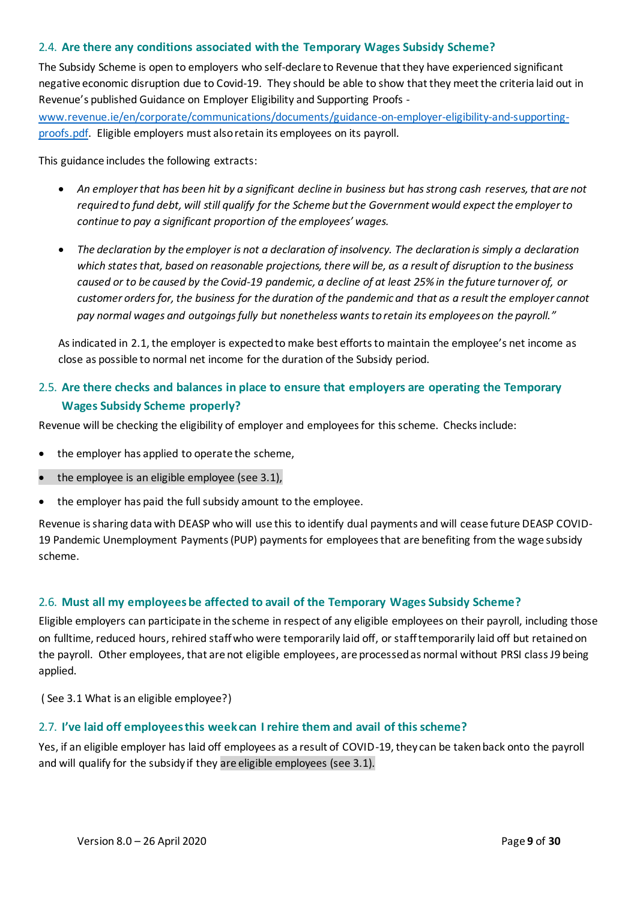### 2.4. Are there any conditions associated with the Temporary Wages Subsidy Scheme?

The Subsidy Scheme is open to employers who self-declare to Revenue that they have experienced significant negative economic disruption due to Covid-19. They should be able to show that they meet the criteria laid out in Revenue's published Guidance on Employer Eligibility and Supporting Proofs - [www.revenue.ie/en/corporate/communications/documents/guidance-on-employer-eligibility-and-supporting-proofs.pdf](www.revenue.ie/en/corporate/communications/documents/guidance-on-employer-eligibility-and-supporting-proofs.pdf). Eligible employers must also retain its employees on its payroll.

This guidance includes the following extracts:

- *An employer that has been hit by a significant decline in business but has strong cash reserves, that are not required to fund debt, will still qualify for the Scheme but the Government would expect the employer to continue to pay a significant proportion of the employees' wages.*
- *The declaration by the employer is not a declaration of insolvency. The declaration is simply a declaration which states that, based on reasonable projections, there will be, as a result of disruption to the business caused or to be caused by the Covid-19 pandemic, a decline of at least 25% in the future turnover of, or customer orders for, the business for the duration of the pandemic and that as a result the employer cannot pay normal wages and outgoings fully but nonetheless wants to retain its employees on the payroll."*

As indicated in 2.1, the employer is expected to make best efforts to maintain the employee's net income as close as possible to normal net income for the duration of the Subsidy period.

### 2.5. Are there checks and balances in place to ensure that employers are operating the Temporary Wages Subsidy Scheme properly?

Revenue will be checking the eligibility of employer and employees for this scheme. Checks include:

- the employer has applied to operate the scheme,
- the employee is an eligible employee (see 3.1),
- the employer has paid the full subsidy amount to the employee.

Revenue is sharing data with DEASP who will use this to identify dual payments and will cease future DEASP COVID-19 Pandemic Unemployment Payments (PUP) payments for employees that are benefiting from the wage subsidy scheme.

### 2.6. Must all my employees be affected to avail of the Temporary Wages Subsidy Scheme?

Eligible employers can participate in the scheme in respect of any eligible employees on their payroll, including those on fulltime, reduced hours, rehired staff who were temporarily laid off, or staff temporarily laid off but retained on the payroll. Other employees, that are not eligible employees, are processed as normal without PRSI class J9 being applied.

( See 3.1 What is an eligible employee?)

### 2.7. I've laid off employees this week can I rehire them and avail of this scheme?

Yes, if an eligible employer has laid off employees as a result of COVID-19, they can be taken back onto the payroll and will qualify for the subsidy if they are eligible employees (see 3.1).

Version 8.0 – 26 April 2020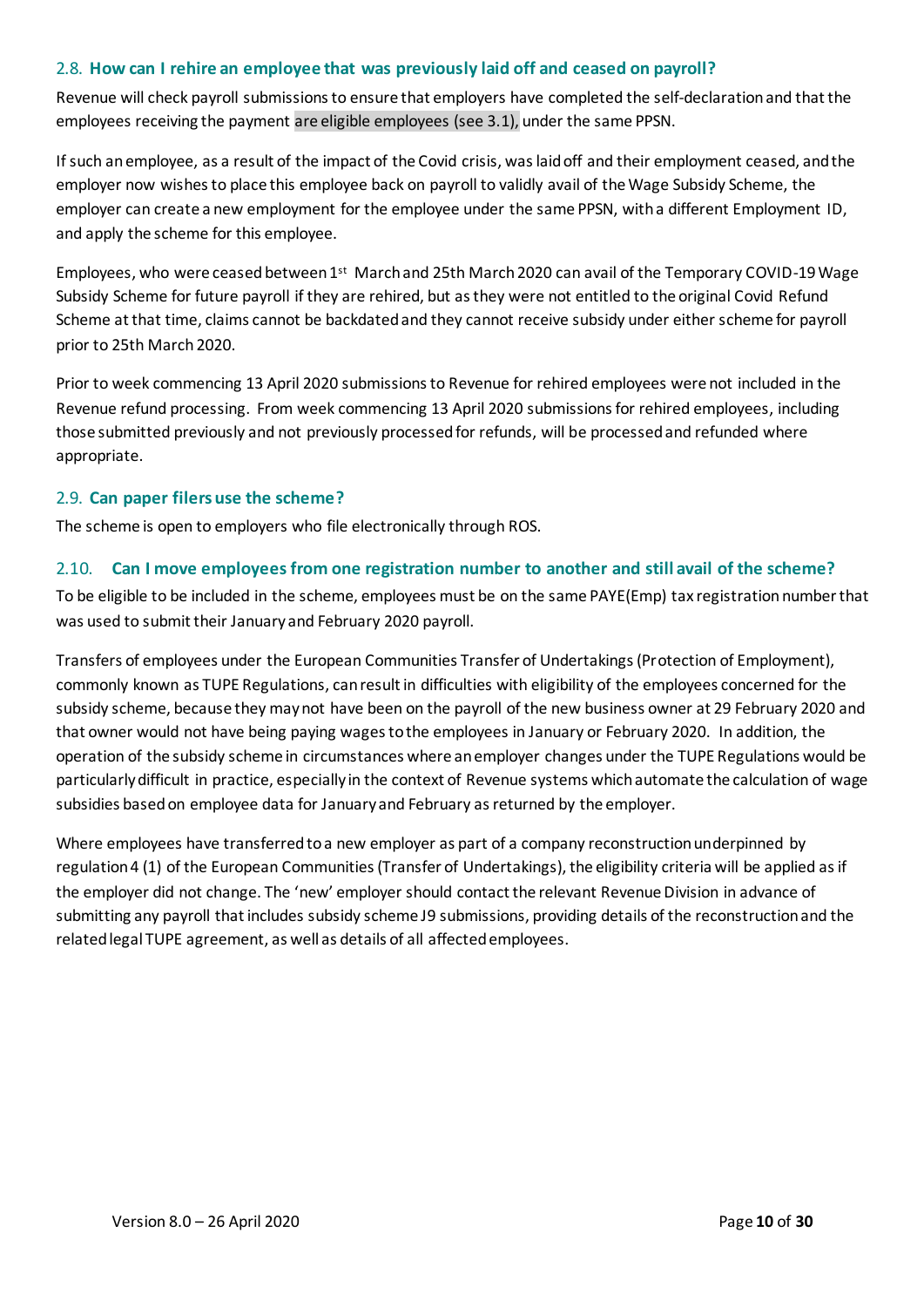### 2.8. **How can I rehire an employee that was previously laid off and ceased on payroll?**

Revenue will check payroll submissions to ensure that employers have completed the self-declaration and that the employees receiving the payment are eligible employees (see 3.1), under the same PPSN.

If such an employee, as a result of the impact of the Covid crisis, was laid off and their employment ceased, and the employer now wishes to place this employee back on payroll to validly avail of the Wage Subsidy Scheme, the employer can create a new employment for the employee under the same PPSN, with a different Employment ID, and apply the scheme for this employee.

Employees, who were ceased between 1st March and 25th March 2020 can avail of the Temporary COVID-19 Wage Subsidy Scheme for future payroll if they are rehired, but as they were not entitled to the original Covid Refund Scheme at that time, claims cannot be backdated and they cannot receive subsidy under either scheme for payroll prior to 25th March 2020.

Prior to week commencing 13 April 2020 submissions to Revenue for rehired employees were not included in the Revenue refund processing. From week commencing 13 April 2020 submissions for rehired employees, including those submitted previously and not previously processed for refunds, will be processed and refunded where appropriate.

### 2.9. **Can paper filers use the scheme?**

The scheme is open to employers who file electronically through ROS.

### 2.10. **Can I move employees from one registration number to another and still avail of the scheme?**

To be eligible to be included in the scheme, employees must be on the same PAYE(Emp) tax registration number that was used to submit their January and February 2020 payroll.

Transfers of employees under the European Communities Transfer of Undertakings (Protection of Employment), commonly known as TUPE Regulations, can result in difficulties with eligibility of the employees concerned for the subsidy scheme, because they may not have been on the payroll of the new business owner at 29 February 2020 and that owner would not have being paying wages to the employees in January or February 2020. In addition, the operation of the subsidy scheme in circumstances where an employer changes under the TUPE Regulations would be particularly difficult in practice, especially in the context of Revenue systems which automate the calculation of wage subsidies based on employee data for January and February as returned by the employer.

Where employees have transferred to a new employer as part of a company reconstruction underpinned by regulation 4 (1) of the European Communities (Transfer of Undertakings), the eligibility criteria will be applied as if the employer did not change. The 'new' employer should contact the relevant Revenue Division in advance of submitting any payroll that includes subsidy scheme J9 submissions, providing details of the reconstruction and the related legal TUPE agreement, as well as details of all affected employees.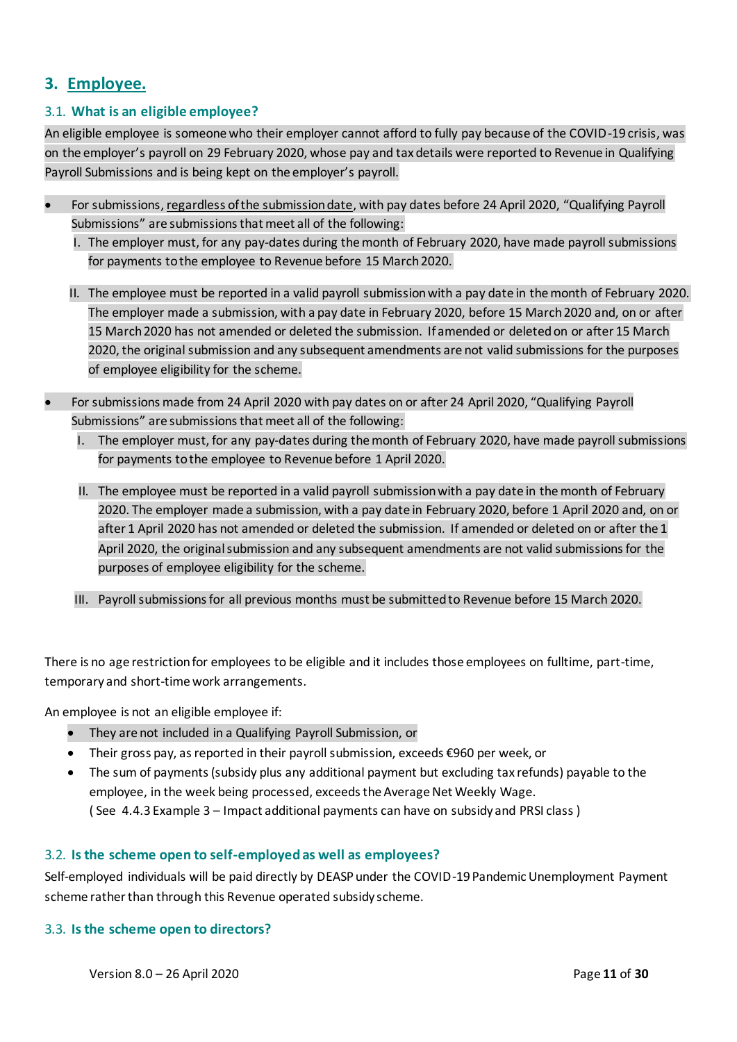## 3. Employee.

### 3.1. What is an eligible employee?

An eligible employee is someone who their employer cannot afford to fully pay because of the COVID-19 crisis, was on the employer's payroll on 29 February 2020, whose pay and tax details were reported to Revenue in Qualifying Payroll Submissions and is being kept on the employer's payroll.

- For submissions, regardless of the submission date, with pay dates before 24 April 2020, "Qualifying Payroll Submissions" are submissions that meet all of the following:
  I. The employer must, for any pay-dates during the month of February 2020, have made payroll submissions for payments to the employee to Revenue before 15 March 2020.

  II. The employee must be reported in a valid payroll submission with a pay date in the month of February 2020. The employer made a submission, with a pay date in February 2020, before 15 March 2020 and, on or after 15 March 2020 has not amended or deleted the submission. If amended or deleted on or after 15 March 2020, the original submission and any subsequent amendments are not valid submissions for the purposes of employee eligibility for the scheme.

- For submissions made from 24 April 2020 with pay dates on or after 24 April 2020, "Qualifying Payroll Submissions" are submissions that meet all of the following:
  I. The employer must, for any pay-dates during the month of February 2020, have made payroll submissions for payments to the employee to Revenue before 1 April 2020.

  II. The employee must be reported in a valid payroll submission with a pay date in the month of February 2020. The employer made a submission, with a pay date in February 2020, before 1 April 2020 and, on or after 1 April 2020 has not amended or deleted the submission. If amended or deleted on or after the 1 April 2020, the original submission and any subsequent amendments are not valid submissions for the purposes of employee eligibility for the scheme.

  III. Payroll submissions for all previous months must be submitted to Revenue before 15 March 2020.

There is no age restriction for employees to be eligible and it includes those employees on fulltime, part-time, temporary and short-time work arrangements.

An employee is not an eligible employee if:

- They are not included in a Qualifying Payroll Submission, or
- Their gross pay, as reported in their payroll submission, exceeds €960 per week, or
- The sum of payments (subsidy plus any additional payment but excluding tax refunds) payable to the employee, in the week being processed, exceeds the Average Net Weekly Wage.
  ( See 4.4.3 Example 3 – Impact additional payments can have on subsidy and PRSI class )

### 3.2. Is the scheme open to self-employed as well as employees?

Self-employed individuals will be paid directly by DEASP under the COVID-19 Pandemic Unemployment Payment scheme rather than through this Revenue operated subsidy scheme.

### 3.3. Is the scheme open to directors?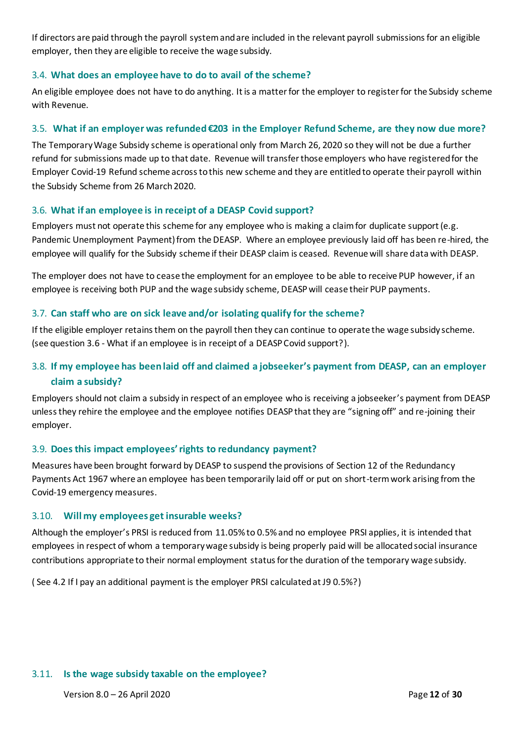If directors are paid through the payroll system and are included in the relevant payroll submissions for an eligible employer, then they are eligible to receive the wage subsidy.

### 3.4. What does an employee have to do to avail of the scheme?

An eligible employee does not have to do anything. It is a matter for the employer to register for the Subsidy scheme with Revenue.

### 3.5. What if an employer was refunded €203 in the Employer Refund Scheme, are they now due more?

The Temporary Wage Subsidy scheme is operational only from March 26, 2020 so they will not be due a further refund for submissions made up to that date. Revenue will transfer those employers who have registered for the Employer Covid-19 Refund scheme across to this new scheme and they are entitled to operate their payroll within the Subsidy Scheme from 26 March 2020.

### 3.6. What if an employee is in receipt of a DEASP Covid support?

Employers must not operate this scheme for any employee who is making a claim for duplicate support (e.g. Pandemic Unemployment Payment) from the DEASP. Where an employee previously laid off has been re-hired, the employee will qualify for the Subsidy scheme if their DEASP claim is ceased. Revenue will share data with DEASP.

The employer does not have to cease the employment for an employee to be able to receive PUP however, if an employee is receiving both PUP and the wage subsidy scheme, DEASP will cease their PUP payments.

### 3.7. Can staff who are on sick leave and/or isolating qualify for the scheme?

If the eligible employer retains them on the payroll then they can continue to operate the wage subsidy scheme. (see question 3.6 - What if an employee is in receipt of a DEASP Covid support?).

### 3.8. If my employee has been laid off and claimed a jobseeker's payment from DEASP, can an employer claim a subsidy?

Employers should not claim a subsidy in respect of an employee who is receiving a jobseeker's payment from DEASP unless they rehire the employee and the employee notifies DEASP that they are "signing off" and re-joining their employer.

### 3.9. Does this impact employees' rights to redundancy payment?

Measures have been brought forward by DEASP to suspend the provisions of Section 12 of the Redundancy Payments Act 1967 where an employee has been temporarily laid off or put on short-term work arising from the Covid-19 emergency measures.

### 3.10. Will my employees get insurable weeks?

Although the employer's PRSI is reduced from 11.05% to 0.5% and no employee PRSI applies, it is intended that employees in respect of whom a temporary wage subsidy is being properly paid will be allocated social insurance contributions appropriate to their normal employment status for the duration of the temporary wage subsidy.

( See 4.2 If I pay an additional payment is the employer PRSI calculated at J9 0.5%?)

### 3.11. Is the wage subsidy taxable on the employee?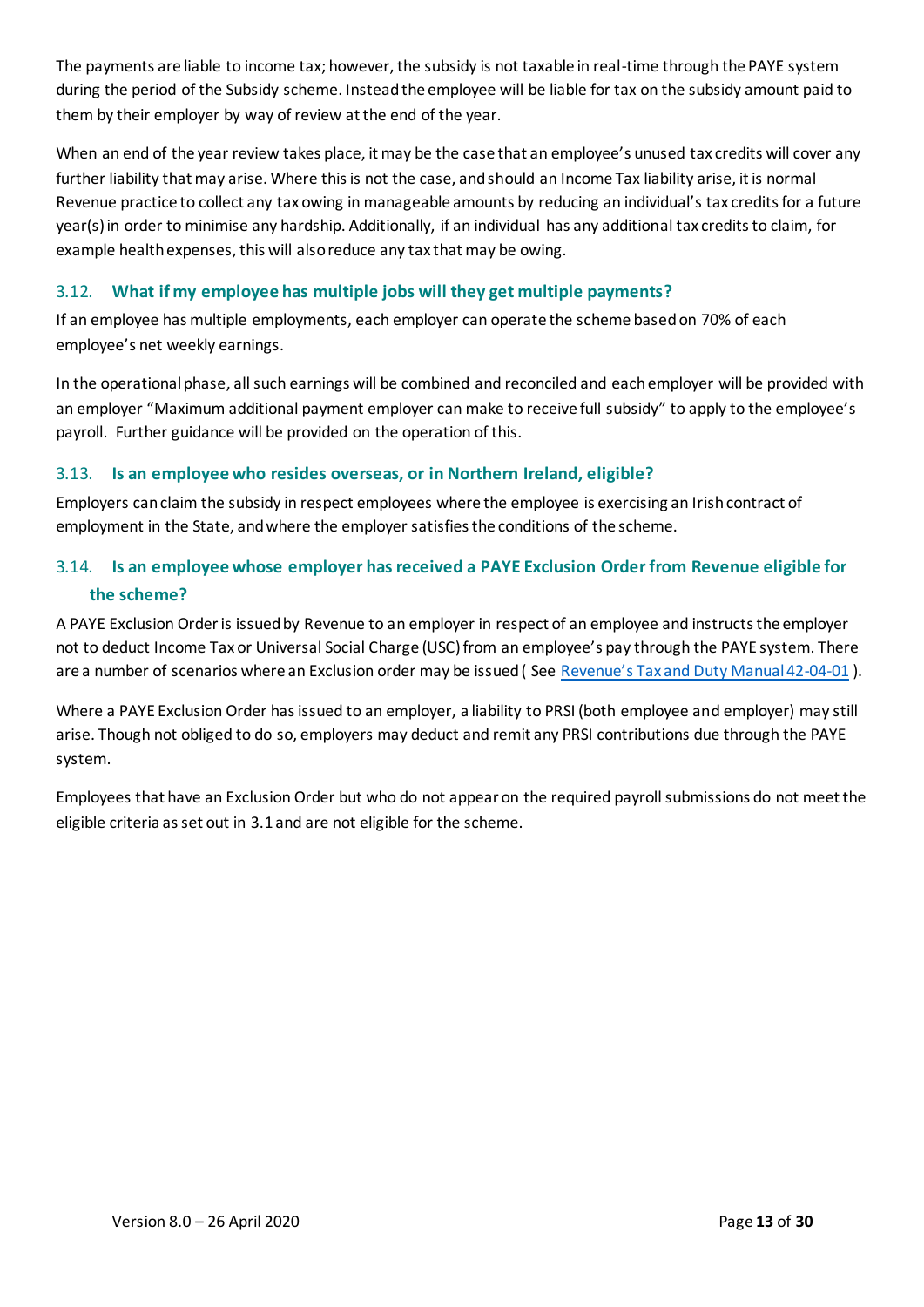The payments are liable to income tax; however, the subsidy is not taxable in real-time through the PAYE system during the period of the Subsidy scheme. Instead the employee will be liable for tax on the subsidy amount paid to them by their employer by way of review at the end of the year.

When an end of the year review takes place, it may be the case that an employee's unused tax credits will cover any further liability that may arise. Where this is not the case, and should an Income Tax liability arise, it is normal Revenue practice to collect any tax owing in manageable amounts by reducing an individual's tax credits for a future year(s) in order to minimise any hardship. Additionally, if an individual has any additional tax credits to claim, for example health expenses, this will also reduce any tax that may be owing.

### 3.12. What if my employee has multiple jobs will they get multiple payments?

If an employee has multiple employments, each employer can operate the scheme based on 70% of each employee's net weekly earnings.

In the operational phase, all such earnings will be combined and reconciled and each employer will be provided with an employer "Maximum additional payment employer can make to receive full subsidy" to apply to the employee's payroll. Further guidance will be provided on the operation of this.

### 3.13. Is an employee who resides overseas, or in Northern Ireland, eligible?

Employers can claim the subsidy in respect employees where the employee is exercising an Irish contract of employment in the State, and where the employer satisfies the conditions of the scheme.

### 3.14. Is an employee whose employer has received a PAYE Exclusion Order from Revenue eligible for the scheme?

A PAYE Exclusion Order is issued by Revenue to an employer in respect of an employee and instructs the employer not to deduct Income Tax or Universal Social Charge (USC) from an employee's pay through the PAYE system. There are a number of scenarios where an Exclusion order may be issued ( See Revenue's Tax and Duty Manual 42-04-01 ).

Where a PAYE Exclusion Order has issued to an employer, a liability to PRSI (both employee and employer) may still arise. Though not obliged to do so, employers may deduct and remit any PRSI contributions due through the PAYE system.

Employees that have an Exclusion Order but who do not appear on the required payroll submissions do not meet the eligible criteria as set out in 3.1 and are not eligible for the scheme.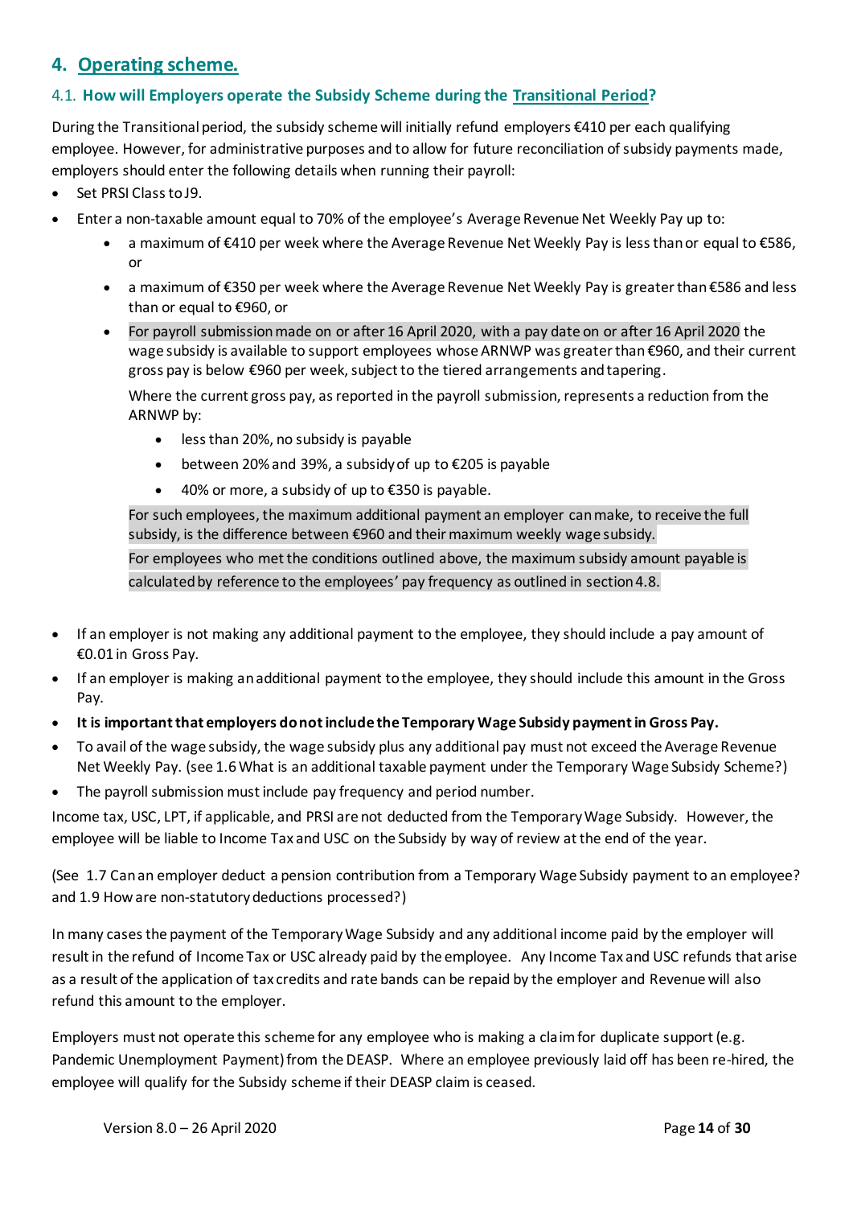## 4. Operating scheme.

### 4.1. How will Employers operate the Subsidy Scheme during the Transitional Period?

During the Transitional period, the subsidy scheme will initially refund employers €410 per each qualifying employee. However, for administrative purposes and to allow for future reconciliation of subsidy payments made, employers should enter the following details when running their payroll:

- Set PRSI Class to J9.
- Enter a non-taxable amount equal to 70% of the employee's Average Revenue Net Weekly Pay up to:
  - a maximum of €410 per week where the Average Revenue Net Weekly Pay is less than or equal to €586, or
  - a maximum of €350 per week where the Average Revenue Net Weekly Pay is greater than €586 and less than or equal to €960, or
  - For payroll submission made on or after 16 April 2020, with a pay date on or after 16 April 2020 the wage subsidy is available to support employees whose ARNWP was greater than €960, and their current gross pay is below €960 per week, subject to the tiered arrangements and tapering.

    Where the current gross pay, as reported in the payroll submission, represents a reduction from the ARNWP by:

    - less than 20%, no subsidy is payable
    - between 20% and 39%, a subsidy of up to €205 is payable
    - 40% or more, a subsidy of up to €350 is payable.

    For such employees, the maximum additional payment an employer can make, to receive the full subsidy, is the difference between €960 and their maximum weekly wage subsidy.

    For employees who met the conditions outlined above, the maximum subsidy amount payable is calculated by reference to the employees' pay frequency as outlined in section 4.8.

- If an employer is not making any additional payment to the employee, they should include a pay amount of €0.01 in Gross Pay.
- If an employer is making an additional payment to the employee, they should include this amount in the Gross Pay.
- **It is important that employers do not include the Temporary Wage Subsidy payment in Gross Pay.**
- To avail of the wage subsidy, the wage subsidy plus any additional pay must not exceed the Average Revenue Net Weekly Pay. (see 1.6 What is an additional taxable payment under the Temporary Wage Subsidy Scheme?)
- The payroll submission must include pay frequency and period number.

Income tax, USC, LPT, if applicable, and PRSI are not deducted from the Temporary Wage Subsidy. However, the employee will be liable to Income Tax and USC on the Subsidy by way of review at the end of the year.

(See 1.7 Can an employer deduct a pension contribution from a Temporary Wage Subsidy payment to an employee? and 1.9 How are non-statutory deductions processed?)

In many cases the payment of the Temporary Wage Subsidy and any additional income paid by the employer will result in the refund of Income Tax or USC already paid by the employee. Any Income Tax and USC refunds that arise as a result of the application of tax credits and rate bands can be repaid by the employer and Revenue will also refund this amount to the employer.

Employers must not operate this scheme for any employee who is making a claim for duplicate support (e.g. Pandemic Unemployment Payment) from the DEASP. Where an employee previously laid off has been re-hired, the employee will qualify for the Subsidy scheme if their DEASP claim is ceased.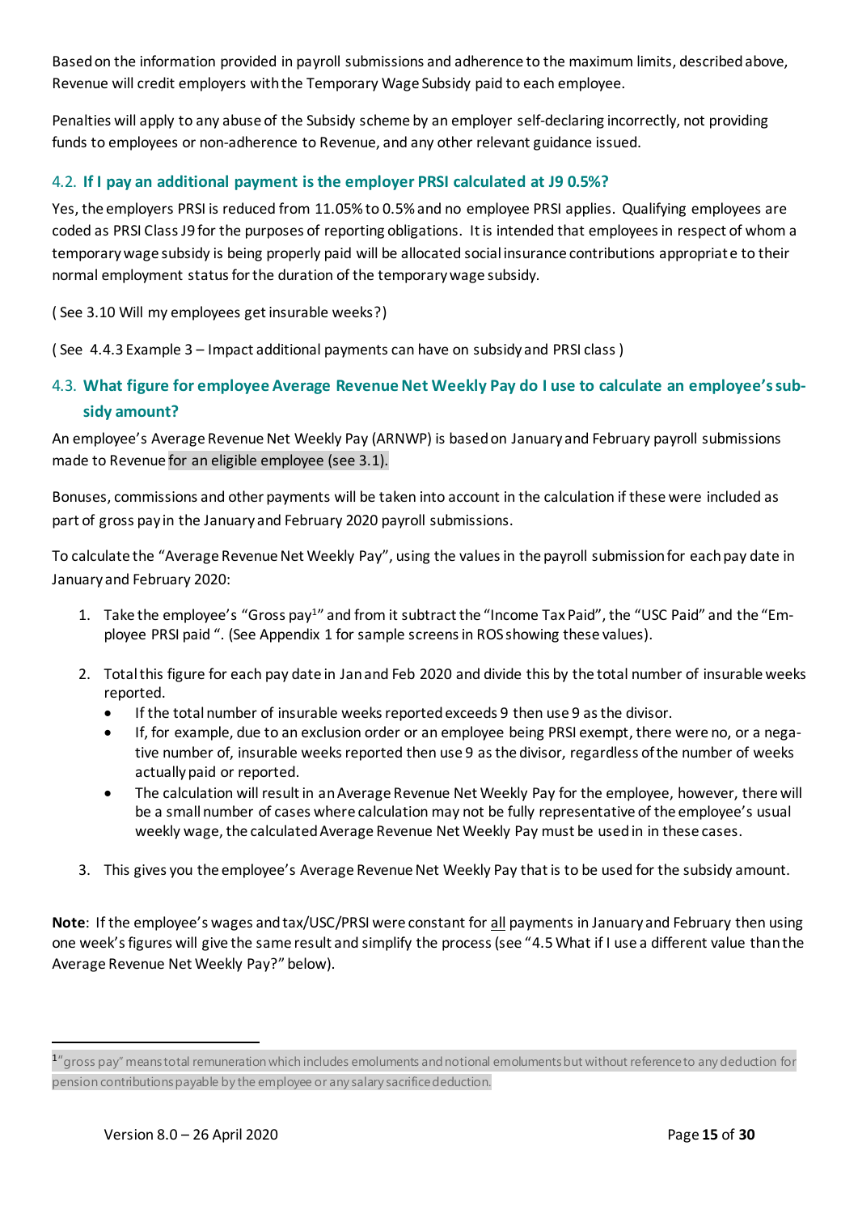Based on the information provided in payroll submissions and adherence to the maximum limits, described above, Revenue will credit employers with the Temporary Wage Subsidy paid to each employee.

Penalties will apply to any abuse of the Subsidy scheme by an employer self-declaring incorrectly, not providing funds to employees or non-adherence to Revenue, and any other relevant guidance issued.

### 4.2. If I pay an additional payment is the employer PRSI calculated at J9 0.5%?

Yes, the employers PRSI is reduced from 11.05% to 0.5% and no employee PRSI applies. Qualifying employees are coded as PRSI Class J9 for the purposes of reporting obligations. It is intended that employees in respect of whom a temporary wage subsidy is being properly paid will be allocated social insurance contributions appropriate to their normal employment status for the duration of the temporary wage subsidy.

( See 3.10 Will my employees get insurable weeks?)

( See 4.4.3 Example 3 – Impact additional payments can have on subsidy and PRSI class )

### 4.3. What figure for employee Average Revenue Net Weekly Pay do I use to calculate an employee's subsidy amount?

An employee's Average Revenue Net Weekly Pay (ARNWP) is based on January and February payroll submissions made to Revenue for an eligible employee (see 3.1).

Bonuses, commissions and other payments will be taken into account in the calculation if these were included as part of gross pay in the January and February 2020 payroll submissions.

To calculate the "Average Revenue Net Weekly Pay", using the values in the payroll submission for each pay date in January and February 2020:

1. Take the employee's "Gross pay[1]" and from it subtract the "Income Tax Paid", the "USC Paid" and the "Employee PRSI paid ". (See Appendix 1 for sample screens in ROS showing these values).
2. Total this figure for each pay date in Jan and Feb 2020 and divide this by the total number of insurable weeks reported.
   - If the total number of insurable weeks reported exceeds 9 then use 9 as the divisor.
   - If, for example, due to an exclusion order or an employee being PRSI exempt, there were no, or a negative number of, insurable weeks reported then use 9 as the divisor, regardless of the number of weeks actually paid or reported.
   - The calculation will result in an Average Revenue Net Weekly Pay for the employee, however, there will be a small number of cases where calculation may not be fully representative of the employee's usual weekly wage, the calculated Average Revenue Net Weekly Pay must be used in in these cases.
3. This gives you the employee's Average Revenue Net Weekly Pay that is to be used for the subsidy amount.

**Note**: If the employee's wages and tax/USC/PRSI were constant for all payments in January and February then using one week's figures will give the same result and simplify the process (see "4.5 What if I use a different value than the Average Revenue Net Weekly Pay?" below).

[1] "gross pay" means total remuneration which includes emoluments and notional emoluments but without reference to any deduction for pension contributions payable by the employee or any salary sacrifice deduction.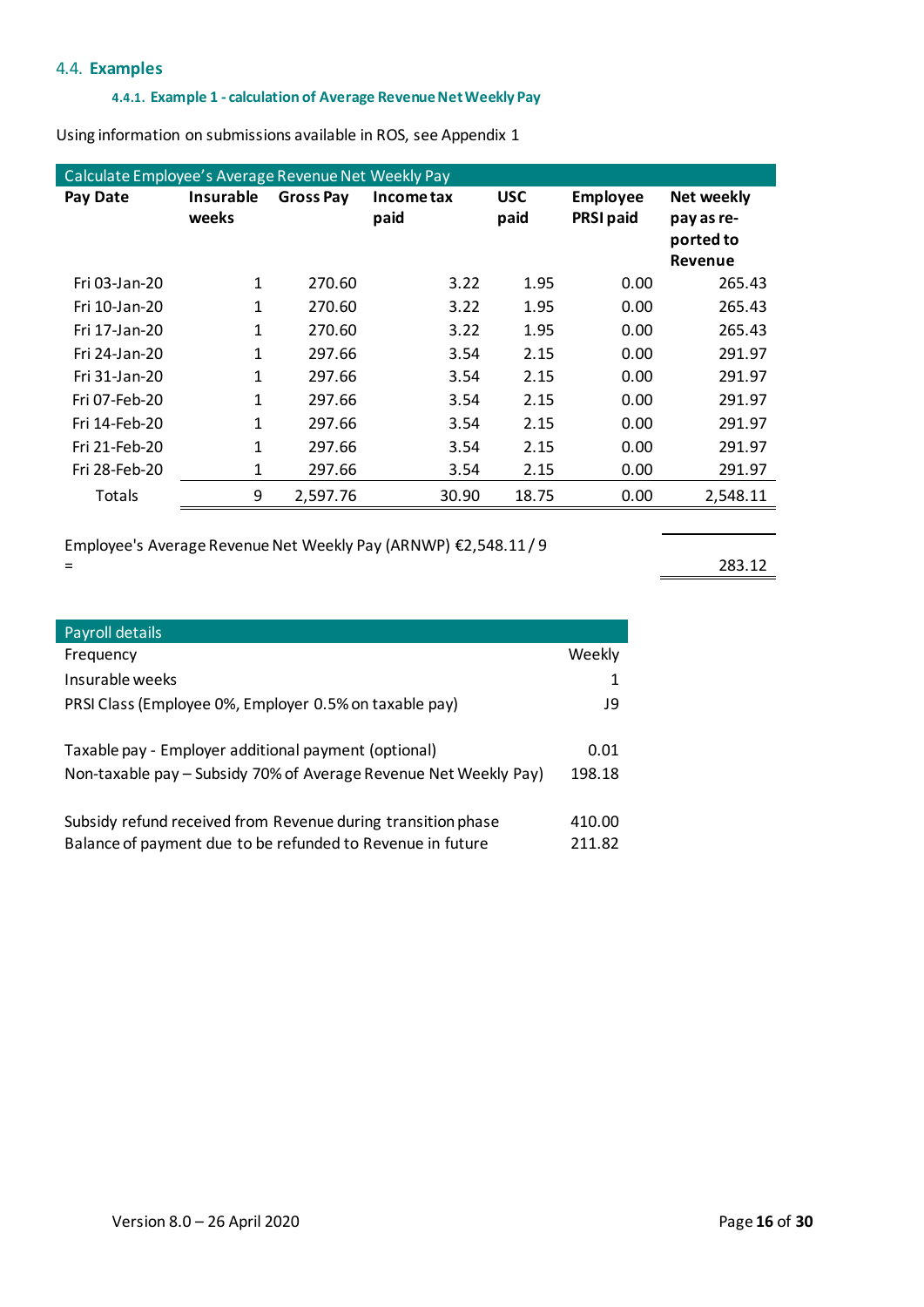## 4.4. Examples

### 4.4.1. Example 1 - calculation of Average Revenue Net Weekly Pay

Using information on submissions available in ROS, see Appendix 1

| Calculate Employee's Average Revenue Net Weekly Pay | | | | | | |
|---|---|---|---|---|---|---|
| **Pay Date** | **Insurable weeks** | **Gross Pay** | **Income tax paid** | **USC paid** | **Employee PRSI paid** | **Net weekly pay as re-ported to Revenue** |
| Fri 03-Jan-20 | 1 | 270.60 | 3.22 | 1.95 | 0.00 | 265.43 |
| Fri 10-Jan-20 | 1 | 270.60 | 3.22 | 1.95 | 0.00 | 265.43 |
| Fri 17-Jan-20 | 1 | 270.60 | 3.22 | 1.95 | 0.00 | 265.43 |
| Fri 24-Jan-20 | 1 | 297.66 | 3.54 | 2.15 | 0.00 | 291.97 |
| Fri 31-Jan-20 | 1 | 297.66 | 3.54 | 2.15 | 0.00 | 291.97 |
| Fri 07-Feb-20 | 1 | 297.66 | 3.54 | 2.15 | 0.00 | 291.97 |
| Fri 14-Feb-20 | 1 | 297.66 | 3.54 | 2.15 | 0.00 | 291.97 |
| Fri 21-Feb-20 | 1 | 297.66 | 3.54 | 2.15 | 0.00 | 291.97 |
| Fri 28-Feb-20 | 1 | 297.66 | 3.54 | 2.15 | 0.00 | 291.97 |
| Totals | 9 | 2,597.76 | 30.90 | 18.75 | 0.00 | 2,548.11 |

Employee's Average Revenue Net Weekly Pay (ARNWP) €2,548.11 / 9 = 283.12

| Payroll details | |
|---|---|
| Frequency | Weekly |
| Insurable weeks | 1 |
| PRSI Class (Employee 0%, Employer 0.5% on taxable pay) | J9 |
| | |
| Taxable pay - Employer additional payment (optional) | 0.01 |
| Non-taxable pay – Subsidy 70% of Average Revenue Net Weekly Pay) | 198.18 |
| | |
| Subsidy refund received from Revenue during transition phase | 410.00 |
| Balance of payment due to be refunded to Revenue in future | 211.82 |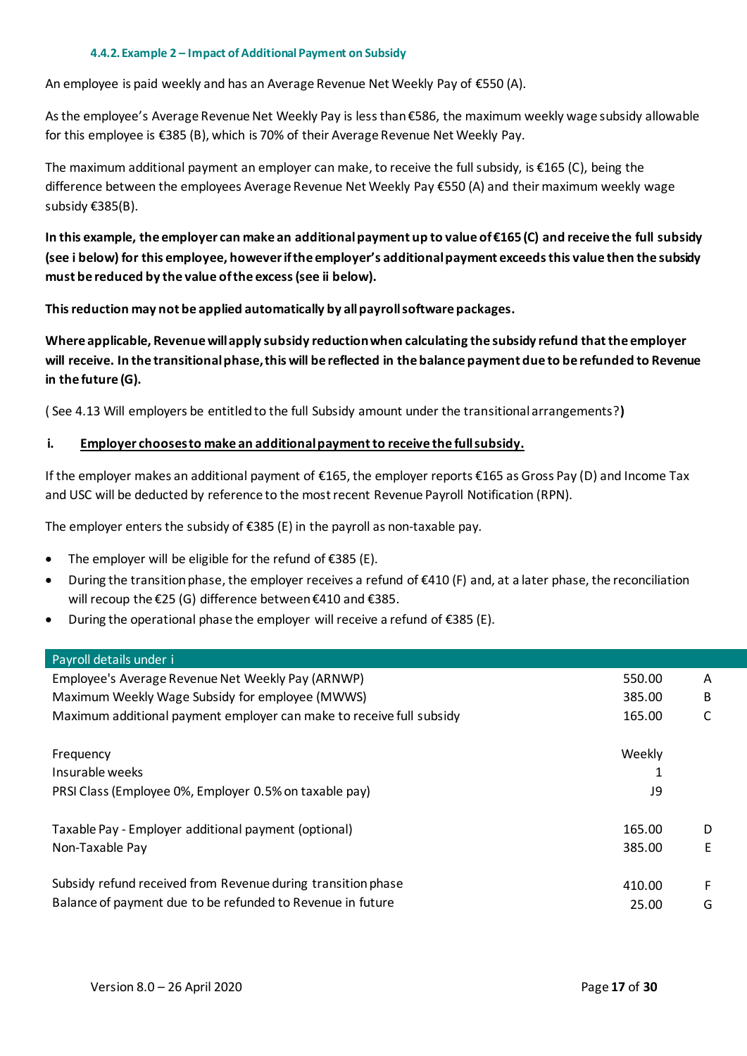#### 4.4.2. Example 2 – Impact of Additional Payment on Subsidy

An employee is paid weekly and has an Average Revenue Net Weekly Pay of €550 (A).

As the employee's Average Revenue Net Weekly Pay is less than €586, the maximum weekly wage subsidy allowable for this employee is €385 (B), which is 70% of their Average Revenue Net Weekly Pay.

The maximum additional payment an employer can make, to receive the full subsidy, is €165 (C), being the difference between the employees Average Revenue Net Weekly Pay €550 (A) and their maximum weekly wage subsidy €385(B).

**In this example, the employer can make an additional payment up to value of €165 (C) and receive the full subsidy (see i below) for this employee, however if the employer's additional payment exceeds this value then the subsidy must be reduced by the value of the excess (see ii below).**

**This reduction may not be applied automatically by all payroll software packages.**

**Where applicable, Revenue will apply subsidy reduction when calculating the subsidy refund that the employer will receive. In the transitional phase, this will be reflected in the balance payment due to be refunded to Revenue in the future (G).**

( See 4.13 Will employers be entitled to the full Subsidy amount under the transitional arrangements?**)**

**i. <u>Employer chooses to make an additional payment to receive the full subsidy.</u>**

If the employer makes an additional payment of €165, the employer reports €165 as Gross Pay (D) and Income Tax and USC will be deducted by reference to the most recent Revenue Payroll Notification (RPN).

The employer enters the subsidy of €385 (E) in the payroll as non-taxable pay.

- The employer will be eligible for the refund of €385 (E).
- During the transition phase, the employer receives a refund of €410 (F) and, at a later phase, the reconciliation will recoup the €25 (G) difference between €410 and €385.
- During the operational phase the employer will receive a refund of €385 (E).

| Payroll details under i | | |
|---|---|---|
| Employee's Average Revenue Net Weekly Pay (ARNWP) | 550.00 | A |
| Maximum Weekly Wage Subsidy for employee (MWWS) | 385.00 | B |
| Maximum additional payment employer can make to receive full subsidy | 165.00 | C |
| | | |
| Frequency | Weekly | |
| Insurable weeks | 1 | |
| PRSI Class (Employee 0%, Employer 0.5% on taxable pay) | J9 | |
| | | |
| Taxable Pay - Employer additional payment (optional) | 165.00 | D |
| Non-Taxable Pay | 385.00 | E |
| | | |
| Subsidy refund received from Revenue during transition phase | 410.00 | F |
| Balance of payment due to be refunded to Revenue in future | 25.00 | G |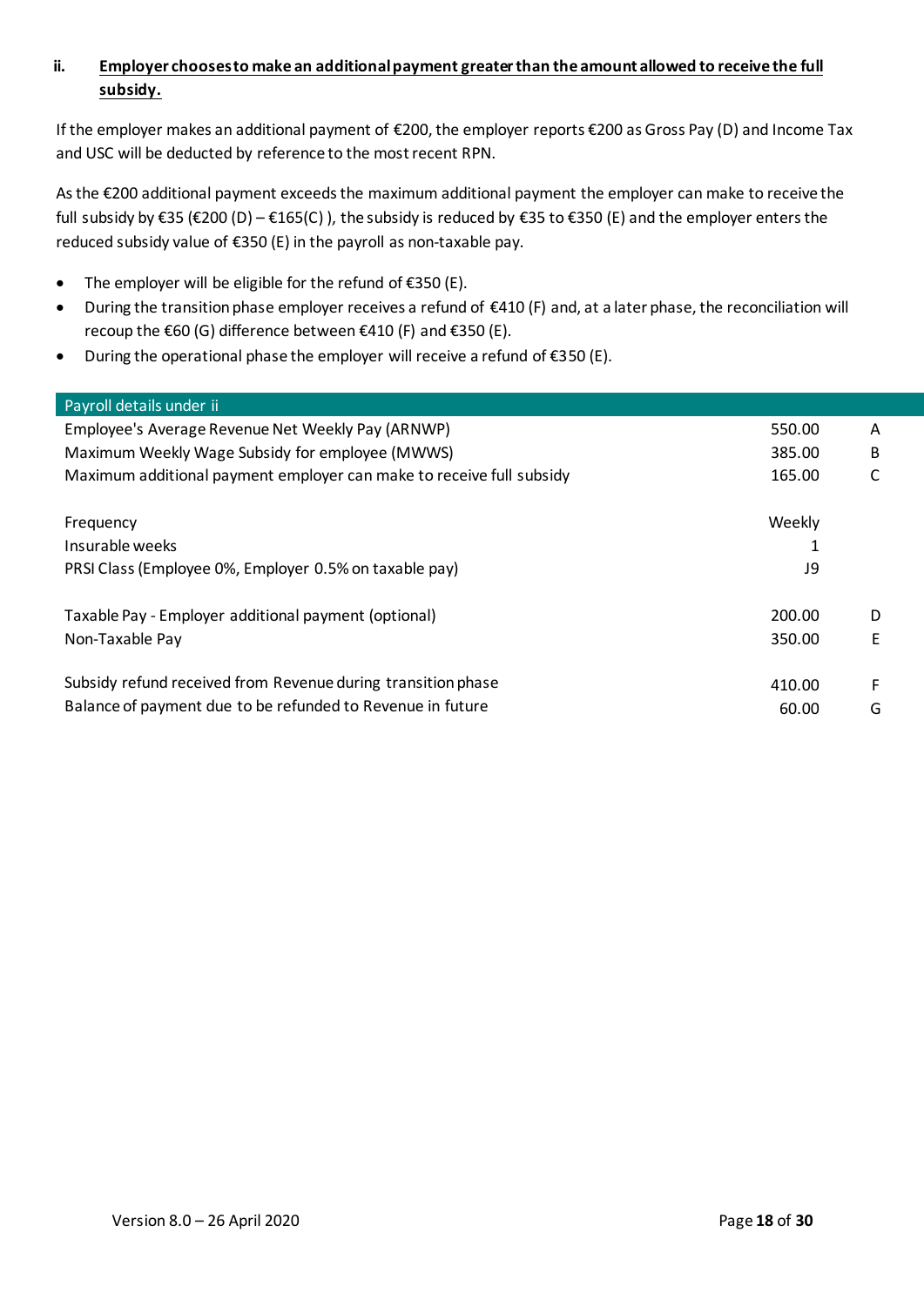### ii. <u>Employer chooses to make an additional payment greater than the amount allowed to receive the full subsidy.</u>

If the employer makes an additional payment of €200, the employer reports €200 as Gross Pay (D) and Income Tax and USC will be deducted by reference to the most recent RPN.

As the €200 additional payment exceeds the maximum additional payment the employer can make to receive the full subsidy by €35 (€200 (D) – €165(C) ), the subsidy is reduced by €35 to €350 (E) and the employer enters the reduced subsidy value of €350 (E) in the payroll as non-taxable pay.

- The employer will be eligible for the refund of €350 (E).
- During the transition phase employer receives a refund of €410 (F) and, at a later phase, the reconciliation will recoup the €60 (G) difference between €410 (F) and €350 (E).
- During the operational phase the employer will receive a refund of €350 (E).

| Payroll details under ii | | |
|---|---|---|
| Employee's Average Revenue Net Weekly Pay (ARNWP) | 550.00 | A |
| Maximum Weekly Wage Subsidy for employee (MWWS) | 385.00 | B |
| Maximum additional payment employer can make to receive full subsidy | 165.00 | C |
| | | |
| Frequency | Weekly | |
| Insurable weeks | 1 | |
| PRSI Class (Employee 0%, Employer 0.5% on taxable pay) | J9 | |
| | | |
| Taxable Pay - Employer additional payment (optional) | 200.00 | D |
| Non-Taxable Pay | 350.00 | E |
| | | |
| Subsidy refund received from Revenue during transition phase | 410.00 | F |
| Balance of payment due to be refunded to Revenue in future | 60.00 | G |

Version 8.0 – 26 April 2020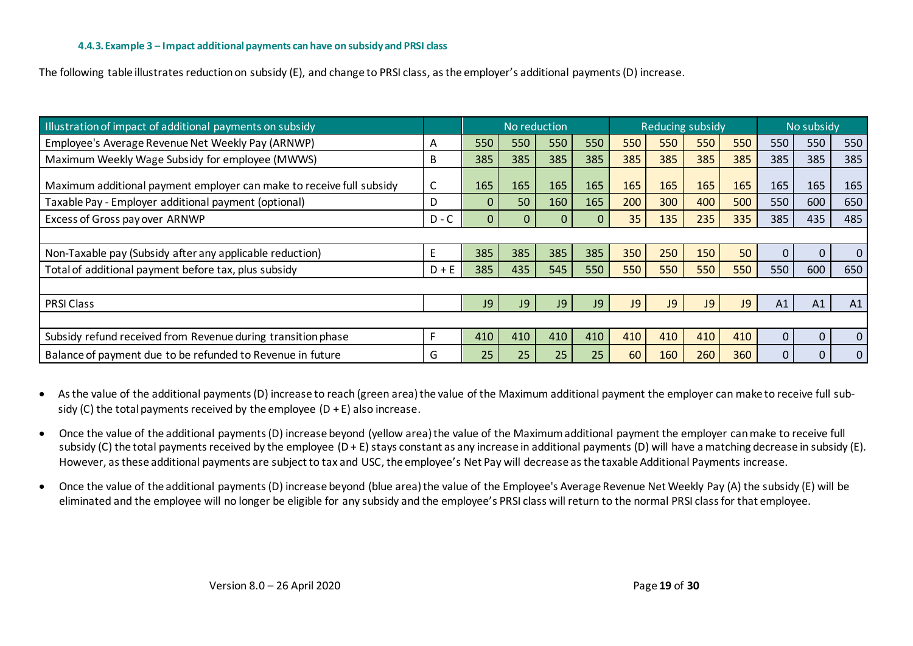#### 4.4.3. Example 3 – Impact additional payments can have on subsidy and PRSI class

The following table illustrates reduction on subsidy (E), and change to PRSI class, as the employer's additional payments (D) increase.

| Illustration of impact of additional payments on subsidy | | No reduction | | | | Reducing subsidy | | | | No subsidy | | |
|---|---|---|---|---|---|---|---|---|---|---|---|---|
| Employee's Average Revenue Net Weekly Pay (ARNWP) | A | 550 | 550 | 550 | 550 | 550 | 550 | 550 | 550 | 550 | 550 | 550 |
| Maximum Weekly Wage Subsidy for employee (MWWS) | B | 385 | 385 | 385 | 385 | 385 | 385 | 385 | 385 | 385 | 385 | 385 |
| Maximum additional payment employer can make to receive full subsidy | C | 165 | 165 | 165 | 165 | 165 | 165 | 165 | 165 | 165 | 165 | 165 |
| Taxable Pay - Employer additional payment (optional) | D | 0 | 50 | 160 | 165 | 200 | 300 | 400 | 500 | 550 | 600 | 650 |
| Excess of Gross pay over ARNWP | D - C | 0 | 0 | 0 | 0 | 35 | 135 | 235 | 335 | 385 | 435 | 485 |
| | | | | | | | | | | | | |
| Non-Taxable pay (Subsidy after any applicable reduction) | E | 385 | 385 | 385 | 385 | 350 | 250 | 150 | 50 | 0 | 0 | 0 |
| Total of additional payment before tax, plus subsidy | D + E | 385 | 435 | 545 | 550 | 550 | 550 | 550 | 550 | 550 | 600 | 650 |
| | | | | | | | | | | | | |
| PRSI Class | | J9 | J9 | J9 | J9 | J9 | J9 | J9 | J9 | A1 | A1 | A1 |
| | | | | | | | | | | | | |
| Subsidy refund received from Revenue during transition phase | F | 410 | 410 | 410 | 410 | 410 | 410 | 410 | 410 | 0 | 0 | 0 |
| Balance of payment due to be refunded to Revenue in future | G | 25 | 25 | 25 | 25 | 60 | 160 | 260 | 360 | 0 | 0 | 0 |

- As the value of the additional payments (D) increase to reach (green area) the value of the Maximum additional payment the employer can make to receive full subsidy (C) the total payments received by the employee (D + E) also increase.
- Once the value of the additional payments (D) increase beyond (yellow area) the value of the Maximum additional payment the employer can make to receive full subsidy (C) the total payments received by the employee (D + E) stays constant as any increase in additional payments (D) will have a matching decrease in subsidy (E). However, as these additional payments are subject to tax and USC, the employee's Net Pay will decrease as the taxable Additional Payments increase.
- Once the value of the additional payments (D) increase beyond (blue area) the value of the Employee's Average Revenue Net Weekly Pay (A) the subsidy (E) will be eliminated and the employee will no longer be eligible for any subsidy and the employee's PRSI class will return to the normal PRSI class for that employee.

Version 8.0 – 26 April 2020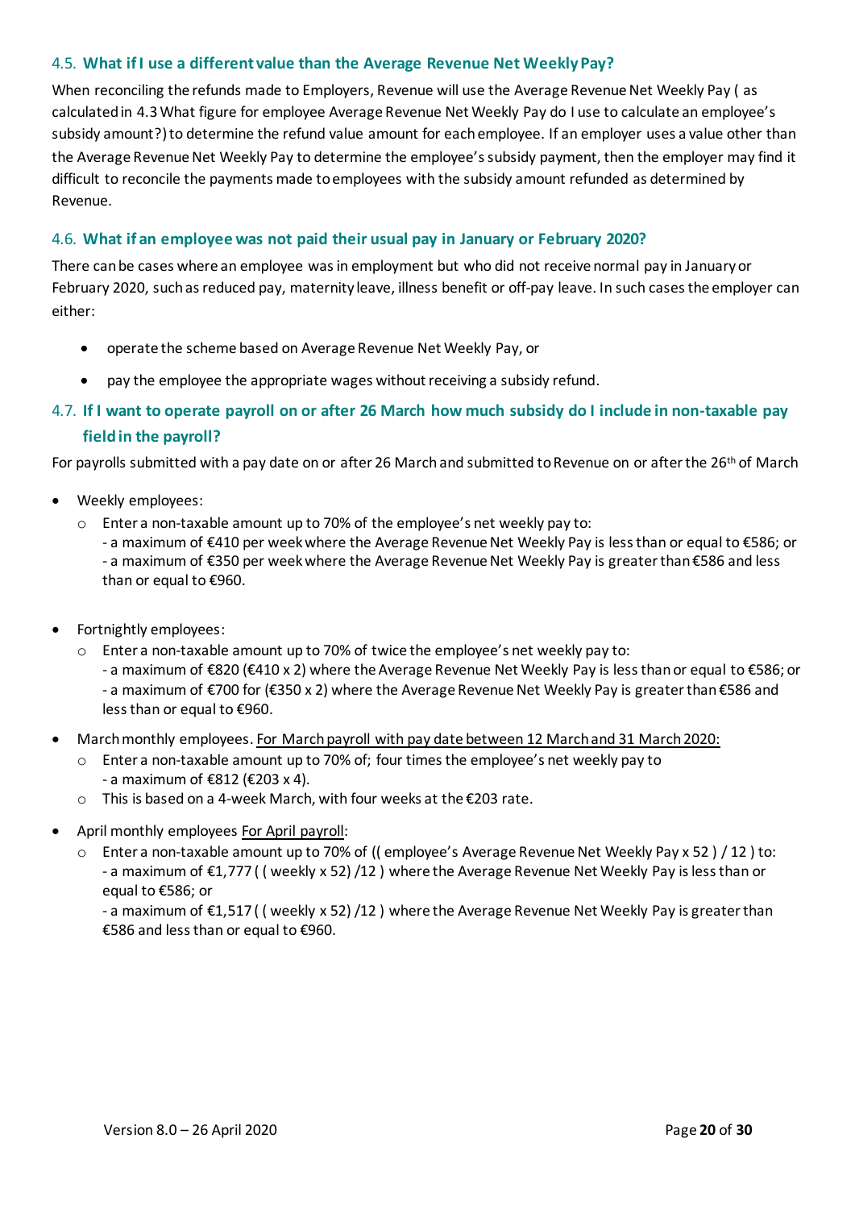### 4.5. What if I use a different value than the Average Revenue Net Weekly Pay?

When reconciling the refunds made to Employers, Revenue will use the Average Revenue Net Weekly Pay ( as calculated in 4.3 What figure for employee Average Revenue Net Weekly Pay do I use to calculate an employee's subsidy amount?) to determine the refund value amount for each employee. If an employer uses a value other than the Average Revenue Net Weekly Pay to determine the employee's subsidy payment, then the employer may find it difficult to reconcile the payments made to employees with the subsidy amount refunded as determined by Revenue.

### 4.6. What if an employee was not paid their usual pay in January or February 2020?

There can be cases where an employee was in employment but who did not receive normal pay in January or February 2020, such as reduced pay, maternity leave, illness benefit or off-pay leave. In such cases the employer can either:

- operate the scheme based on Average Revenue Net Weekly Pay, or
- pay the employee the appropriate wages without receiving a subsidy refund.

### 4.7. If I want to operate payroll on or after 26 March how much subsidy do I include in non-taxable pay field in the payroll?

For payrolls submitted with a pay date on or after 26 March and submitted to Revenue on or after the 26th of March

- Weekly employees:
  - Enter a non-taxable amount up to 70% of the employee's net weekly pay to:
    - a maximum of €410 per week where the Average Revenue Net Weekly Pay is less than or equal to €586; or
    - a maximum of €350 per week where the Average Revenue Net Weekly Pay is greater than €586 and less than or equal to €960.

- Fortnightly employees:
  - Enter a non-taxable amount up to 70% of twice the employee's net weekly pay to:
    - a maximum of €820 (€410 x 2) where the Average Revenue Net Weekly Pay is less than or equal to €586; or
    - a maximum of €700 for (€350 x 2) where the Average Revenue Net Weekly Pay is greater than €586 and less than or equal to €960.

- March monthly employees. For March payroll with pay date between 12 March and 31 March 2020:
  - Enter a non-taxable amount up to 70% of; four times the employee's net weekly pay to
    - a maximum of €812 (€203 x 4).
  - This is based on a 4-week March, with four weeks at the €203 rate.

- April monthly employees For April payroll:
  - Enter a non-taxable amount up to 70% of (( employee's Average Revenue Net Weekly Pay x 52 ) / 12 ) to:
    - a maximum of €1,777 ( ( weekly x 52) /12 ) where the Average Revenue Net Weekly Pay is less than or equal to €586; or
    - a maximum of €1,517 ( ( weekly x 52) /12 ) where the Average Revenue Net Weekly Pay is greater than €586 and less than or equal to €960.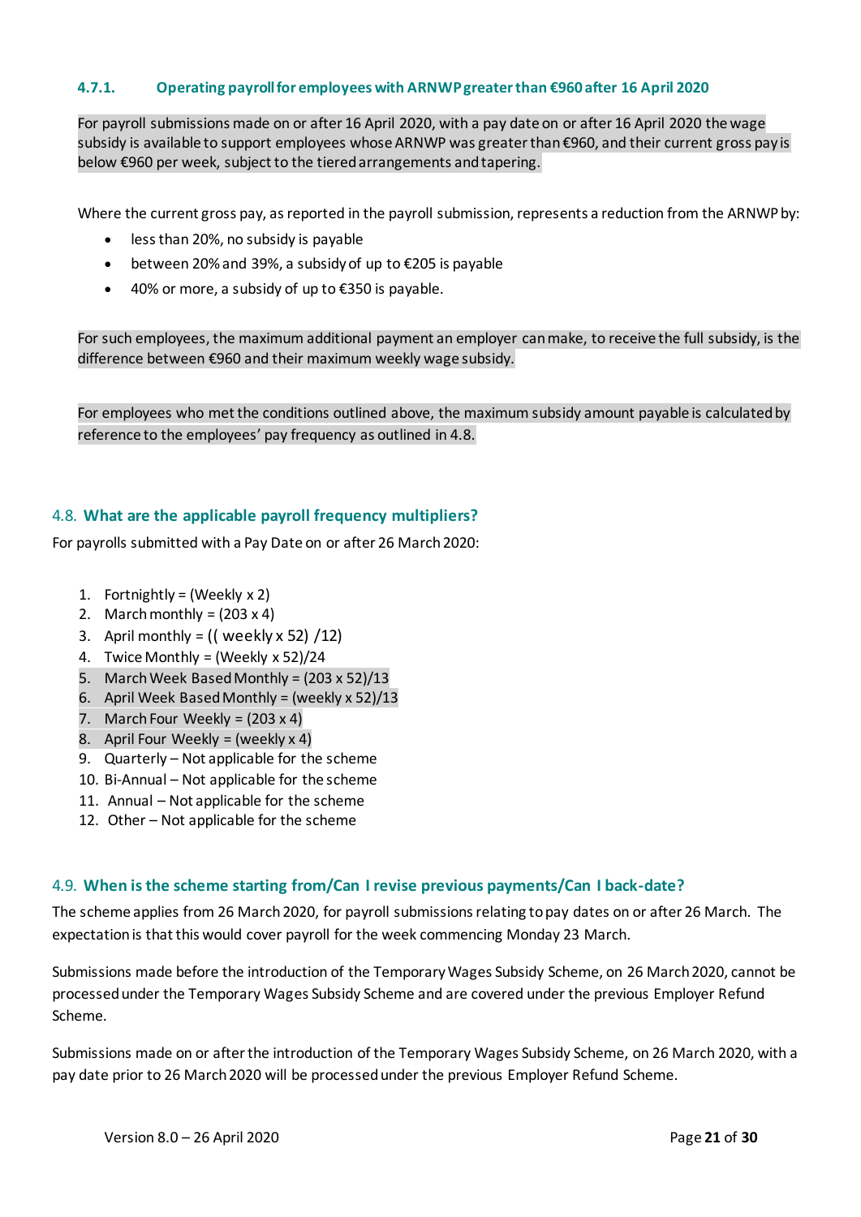#### 4.7.1. Operating payroll for employees with ARNWP greater than €960 after 16 April 2020

For payroll submissions made on or after 16 April 2020, with a pay date on or after 16 April 2020 the wage subsidy is available to support employees whose ARNWP was greater than €960, and their current gross pay is below €960 per week, subject to the tiered arrangements and tapering.

Where the current gross pay, as reported in the payroll submission, represents a reduction from the ARNWP by:

- less than 20%, no subsidy is payable
- between 20% and 39%, a subsidy of up to €205 is payable
- 40% or more, a subsidy of up to €350 is payable.

For such employees, the maximum additional payment an employer can make, to receive the full subsidy, is the difference between €960 and their maximum weekly wage subsidy.

For employees who met the conditions outlined above, the maximum subsidy amount payable is calculated by reference to the employees' pay frequency as outlined in 4.8.

### 4.8. What are the applicable payroll frequency multipliers?

For payrolls submitted with a Pay Date on or after 26 March 2020:

1. Fortnightly = (Weekly x 2)
2. March monthly = (203 x 4)
3. April monthly = (( weekly x 52) /12)
4. Twice Monthly = (Weekly x 52)/24
5. March Week Based Monthly = (203 x 52)/13
6. April Week Based Monthly = (weekly x 52)/13
7. March Four Weekly = (203 x 4)
8. April Four Weekly = (weekly x 4)
9. Quarterly – Not applicable for the scheme
10. Bi-Annual – Not applicable for the scheme
11. Annual – Not applicable for the scheme
12. Other – Not applicable for the scheme

### 4.9. When is the scheme starting from/Can I revise previous payments/Can I back-date?

The scheme applies from 26 March 2020, for payroll submissions relating to pay dates on or after 26 March. The expectation is that this would cover payroll for the week commencing Monday 23 March.

Submissions made before the introduction of the Temporary Wages Subsidy Scheme, on 26 March 2020, cannot be processed under the Temporary Wages Subsidy Scheme and are covered under the previous Employer Refund Scheme.

Submissions made on or after the introduction of the Temporary Wages Subsidy Scheme, on 26 March 2020, with a pay date prior to 26 March 2020 will be processed under the previous Employer Refund Scheme.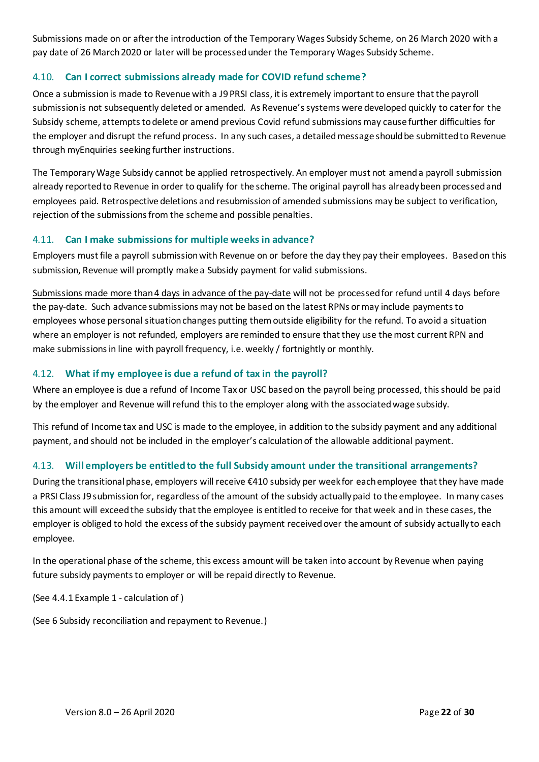Submissions made on or after the introduction of the Temporary Wages Subsidy Scheme, on 26 March 2020 with a pay date of 26 March 2020 or later will be processed under the Temporary Wages Subsidy Scheme.

### 4.10. Can I correct submissions already made for COVID refund scheme?

Once a submission is made to Revenue with a J9 PRSI class, it is extremely important to ensure that the payroll submission is not subsequently deleted or amended. As Revenue's systems were developed quickly to cater for the Subsidy scheme, attempts to delete or amend previous Covid refund submissions may cause further difficulties for the employer and disrupt the refund process. In any such cases, a detailed message should be submitted to Revenue through myEnquiries seeking further instructions.

The Temporary Wage Subsidy cannot be applied retrospectively. An employer must not amend a payroll submission already reported to Revenue in order to qualify for the scheme. The original payroll has already been processed and employees paid. Retrospective deletions and resubmission of amended submissions may be subject to verification, rejection of the submissions from the scheme and possible penalties.

### 4.11. Can I make submissions for multiple weeks in advance?

Employers must file a payroll submission with Revenue on or before the day they pay their employees. Based on this submission, Revenue will promptly make a Subsidy payment for valid submissions.

Submissions made more than 4 days in advance of the pay-date will not be processed for refund until 4 days before the pay-date. Such advance submissions may not be based on the latest RPNs or may include payments to employees whose personal situation changes putting them outside eligibility for the refund. To avoid a situation where an employer is not refunded, employers are reminded to ensure that they use the most current RPN and make submissions in line with payroll frequency, i.e. weekly / fortnightly or monthly.

### 4.12. What if my employee is due a refund of tax in the payroll?

Where an employee is due a refund of Income Tax or USC based on the payroll being processed, this should be paid by the employer and Revenue will refund this to the employer along with the associated wage subsidy.

This refund of Income tax and USC is made to the employee, in addition to the subsidy payment and any additional payment, and should not be included in the employer's calculation of the allowable additional payment.

### 4.13. Will employers be entitled to the full Subsidy amount under the transitional arrangements?

During the transitional phase, employers will receive €410 subsidy per week for each employee that they have made a PRSI Class J9 submission for, regardless of the amount of the subsidy actually paid to the employee. In many cases this amount will exceed the subsidy that the employee is entitled to receive for that week and in these cases, the employer is obliged to hold the excess of the subsidy payment received over the amount of subsidy actually to each employee.

In the operational phase of the scheme, this excess amount will be taken into account by Revenue when paying future subsidy payments to employer or will be repaid directly to Revenue.

(See 4.4.1 Example 1 - calculation of )

(See 6 Subsidy reconciliation and repayment to Revenue.)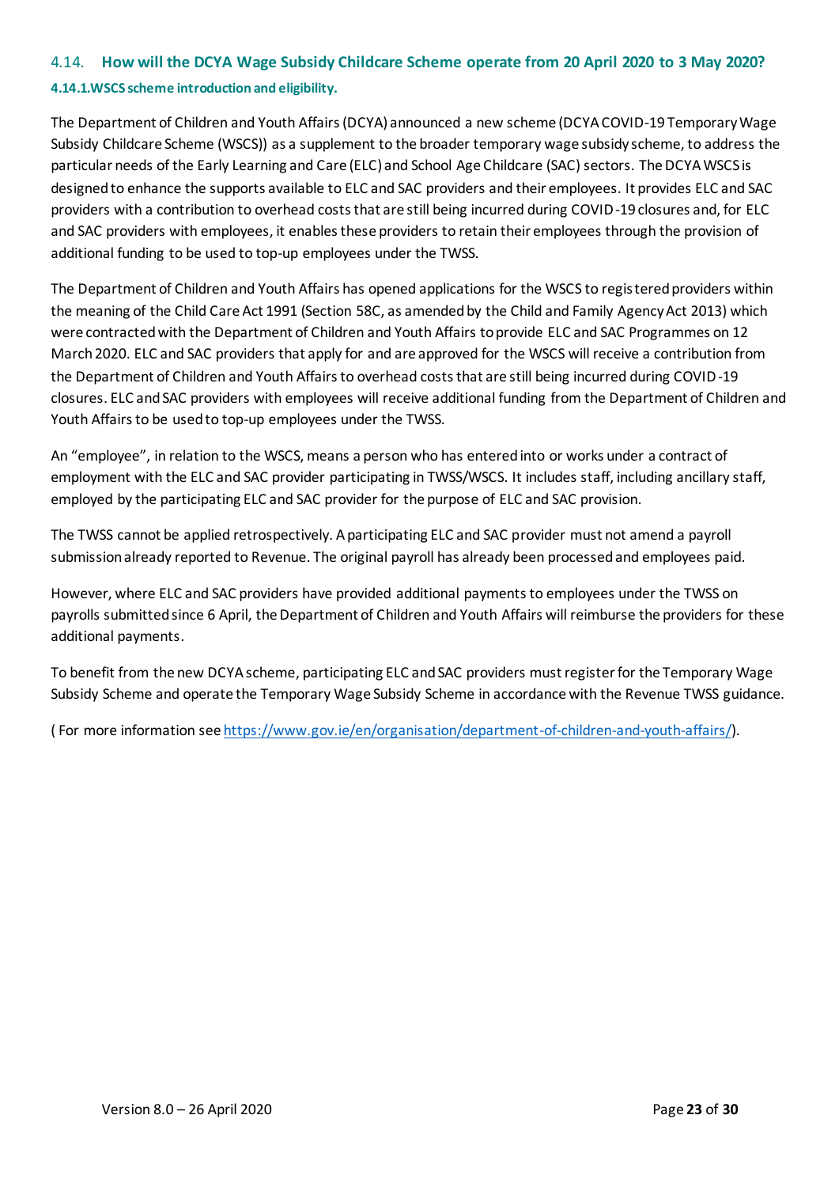## 4.14. How will the DCYA Wage Subsidy Childcare Scheme operate from 20 April 2020 to 3 May 2020?

### 4.14.1.WSCS scheme introduction and eligibility.

The Department of Children and Youth Affairs (DCYA) announced a new scheme (DCYA COVID-19 Temporary Wage Subsidy Childcare Scheme (WSCS)) as a supplement to the broader temporary wage subsidy scheme, to address the particular needs of the Early Learning and Care (ELC) and School Age Childcare (SAC) sectors. The DCYA WSCS is designed to enhance the supports available to ELC and SAC providers and their employees. It provides ELC and SAC providers with a contribution to overhead costs that are still being incurred during COVID-19 closures and, for ELC and SAC providers with employees, it enables these providers to retain their employees through the provision of additional funding to be used to top-up employees under the TWSS.

The Department of Children and Youth Affairs has opened applications for the WSCS to registered providers within the meaning of the Child Care Act 1991 (Section 58C, as amended by the Child and Family Agency Act 2013) which were contracted with the Department of Children and Youth Affairs to provide ELC and SAC Programmes on 12 March 2020. ELC and SAC providers that apply for and are approved for the WSCS will receive a contribution from the Department of Children and Youth Affairs to overhead costs that are still being incurred during COVID-19 closures. ELC and SAC providers with employees will receive additional funding from the Department of Children and Youth Affairs to be used to top-up employees under the TWSS.

An "employee", in relation to the WSCS, means a person who has entered into or works under a contract of employment with the ELC and SAC provider participating in TWSS/WSCS. It includes staff, including ancillary staff, employed by the participating ELC and SAC provider for the purpose of ELC and SAC provision.

The TWSS cannot be applied retrospectively. A participating ELC and SAC provider must not amend a payroll submission already reported to Revenue. The original payroll has already been processed and employees paid.

However, where ELC and SAC providers have provided additional payments to employees under the TWSS on payrolls submitted since 6 April, the Department of Children and Youth Affairs will reimburse the providers for these additional payments.

To benefit from the new DCYA scheme, participating ELC and SAC providers must register for the Temporary Wage Subsidy Scheme and operate the Temporary Wage Subsidy Scheme in accordance with the Revenue TWSS guidance.

( For more information see https://www.gov.ie/en/organisation/department-of-children-and-youth-affairs/).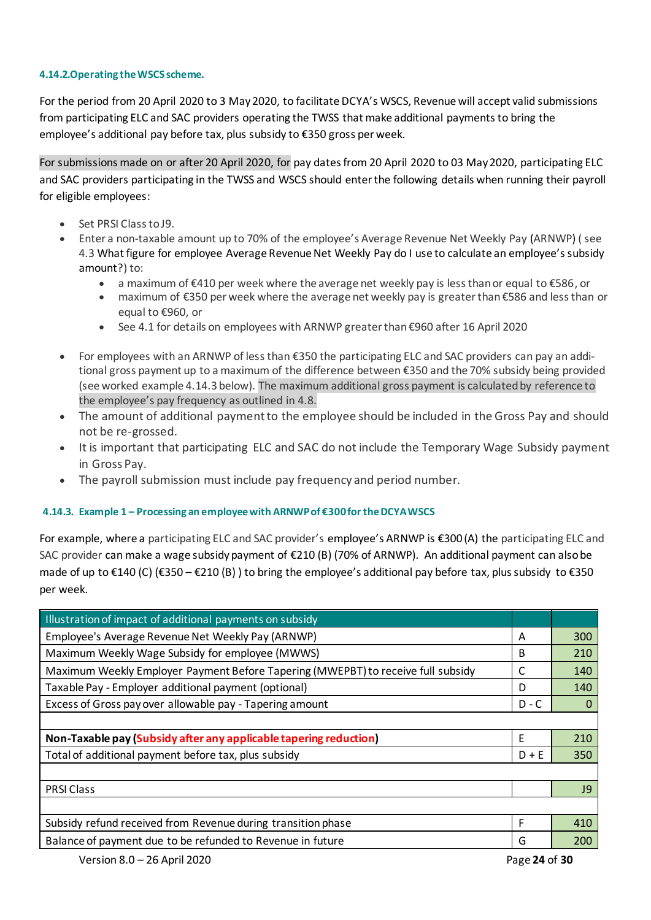#### 4.14.2. Operating the WSCS scheme.

For the period from 20 April 2020 to 3 May 2020, to facilitate DCYA's WSCS, Revenue will accept valid submissions from participating ELC and SAC providers operating the TWSS that make additional payments to bring the employee's additional pay before tax, plus subsidy to €350 gross per week.

For submissions made on or after 20 April 2020, for pay dates from 20 April 2020 to 03 May 2020, participating ELC and SAC providers participating in the TWSS and WSCS should enter the following details when running their payroll for eligible employees:

- Set PRSI Class to J9.
- Enter a non-taxable amount up to 70% of the employee's Average Revenue Net Weekly Pay (ARNWP) ( see 4.3 What figure for employee Average Revenue Net Weekly Pay do I use to calculate an employee's subsidy amount?) to:
  - a maximum of €410 per week where the average net weekly pay is less than or equal to €586, or
  - maximum of €350 per week where the average net weekly pay is greater than €586 and less than or equal to €960, or
  - See 4.1 for details on employees with ARNWP greater than €960 after 16 April 2020
- For employees with an ARNWP of less than €350 the participating ELC and SAC providers can pay an additional gross payment up to a maximum of the difference between €350 and the 70% subsidy being provided (see worked example 4.14.3 below). The maximum additional gross payment is calculated by reference to the employee's pay frequency as outlined in 4.8.
- The amount of additional payment to the employee should be included in the Gross Pay and should not be re-grossed.
- It is important that participating ELC and SAC do not include the Temporary Wage Subsidy payment in Gross Pay.
- The payroll submission must include pay frequency and period number.

#### 4.14.3. Example 1 – Processing an employee with ARNWP of €300 for the DCYA WSCS

For example, where a participating ELC and SAC provider's employee's ARNWP is €300 (A) the participating ELC and SAC provider can make a wage subsidy payment of €210 (B) (70% of ARNWP). An additional payment can also be made of up to €140 (C) (€350 – €210 (B) ) to bring the employee's additional pay before tax, plus subsidy to €350 per week.

| Illustration of impact of additional payments on subsidy | | |
|---|---|---|
| Employee's Average Revenue Net Weekly Pay (ARNWP) | A | 300 |
| Maximum Weekly Wage Subsidy for employee (MWWS) | B | 210 |
| Maximum Weekly Employer Payment Before Tapering (MWEPBT) to receive full subsidy | C | 140 |
| Taxable Pay - Employer additional payment (optional) | D | 140 |
| Excess of Gross pay over allowable pay - Tapering amount | D - C | 0 |
| | | |
| **Non-Taxable pay (Subsidy after any applicable tapering reduction)** | E | 210 |
| Total of additional payment before tax, plus subsidy | D + E | 350 |
| | | |
| PRSI Class | | J9 |
| | | |
| Subsidy refund received from Revenue during transition phase | F | 410 |
| Balance of payment due to be refunded to Revenue in future | G | 200 |

Version 8.0 – 26 April 2020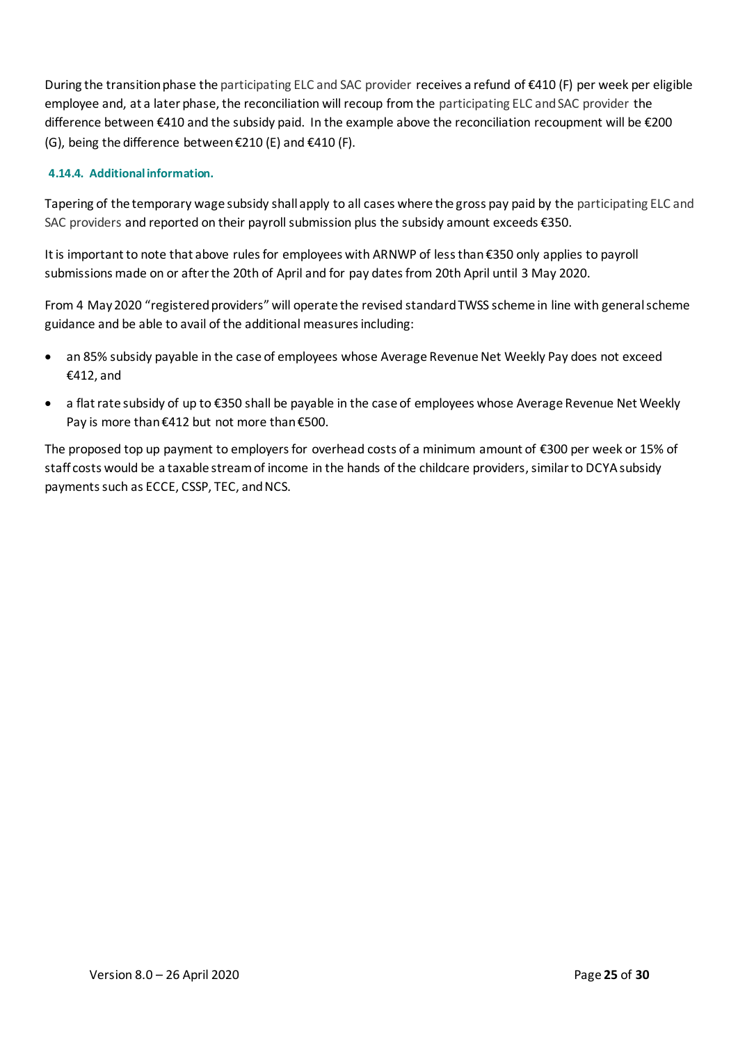During the transition phase the participating ELC and SAC provider receives a refund of €410 (F) per week per eligible employee and, at a later phase, the reconciliation will recoup from the participating ELC and SAC provider the difference between €410 and the subsidy paid. In the example above the reconciliation recoupment will be €200 (G), being the difference between €210 (E) and €410 (F).

#### 4.14.4. Additional information.

Tapering of the temporary wage subsidy shall apply to all cases where the gross pay paid by the participating ELC and SAC providers and reported on their payroll submission plus the subsidy amount exceeds €350.

It is important to note that above rules for employees with ARNWP of less than €350 only applies to payroll submissions made on or after the 20th of April and for pay dates from 20th April until 3 May 2020.

From 4 May 2020 "registered providers" will operate the revised standard TWSS scheme in line with general scheme guidance and be able to avail of the additional measures including:

- an 85% subsidy payable in the case of employees whose Average Revenue Net Weekly Pay does not exceed €412, and
- a flat rate subsidy of up to €350 shall be payable in the case of employees whose Average Revenue Net Weekly Pay is more than €412 but not more than €500.

The proposed top up payment to employers for overhead costs of a minimum amount of €300 per week or 15% of staff costs would be a taxable stream of income in the hands of the childcare providers, similar to DCYA subsidy payments such as ECCE, CSSP, TEC, and NCS.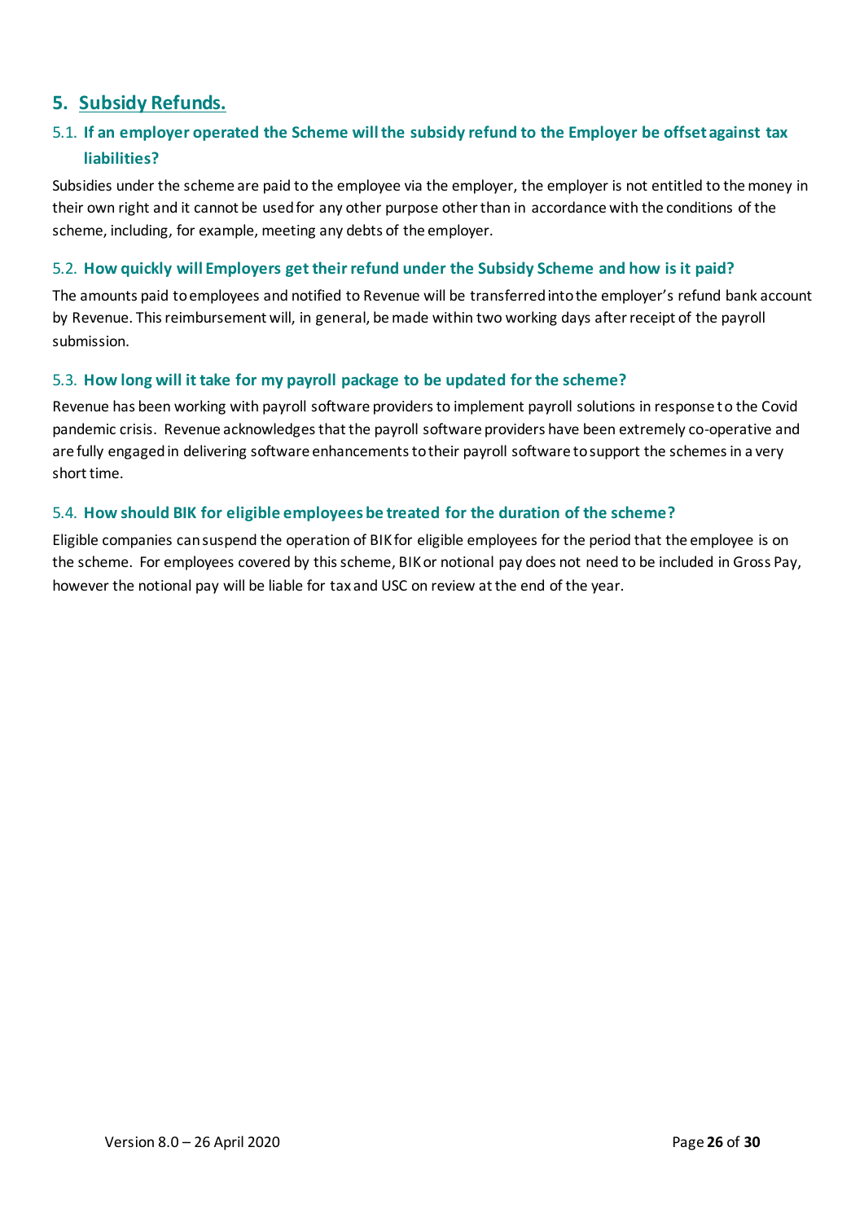## 5. Subsidy Refunds.

### 5.1. If an employer operated the Scheme will the subsidy refund to the Employer be offset against tax liabilities?

Subsidies under the scheme are paid to the employee via the employer, the employer is not entitled to the money in their own right and it cannot be used for any other purpose other than in accordance with the conditions of the scheme, including, for example, meeting any debts of the employer.

### 5.2. How quickly will Employers get their refund under the Subsidy Scheme and how is it paid?

The amounts paid to employees and notified to Revenue will be transferred into the employer's refund bank account by Revenue. This reimbursement will, in general, be made within two working days after receipt of the payroll submission.

### 5.3. How long will it take for my payroll package to be updated for the scheme?

Revenue has been working with payroll software providers to implement payroll solutions in response to the Covid pandemic crisis. Revenue acknowledges that the payroll software providers have been extremely co-operative and are fully engaged in delivering software enhancements to their payroll software to support the schemes in a very short time.

### 5.4. How should BIK for eligible employees be treated for the duration of the scheme?

Eligible companies can suspend the operation of BIK for eligible employees for the period that the employee is on the scheme. For employees covered by this scheme, BIK or notional pay does not need to be included in Gross Pay, however the notional pay will be liable for tax and USC on review at the end of the year.

Version 8.0 – 26 April 2020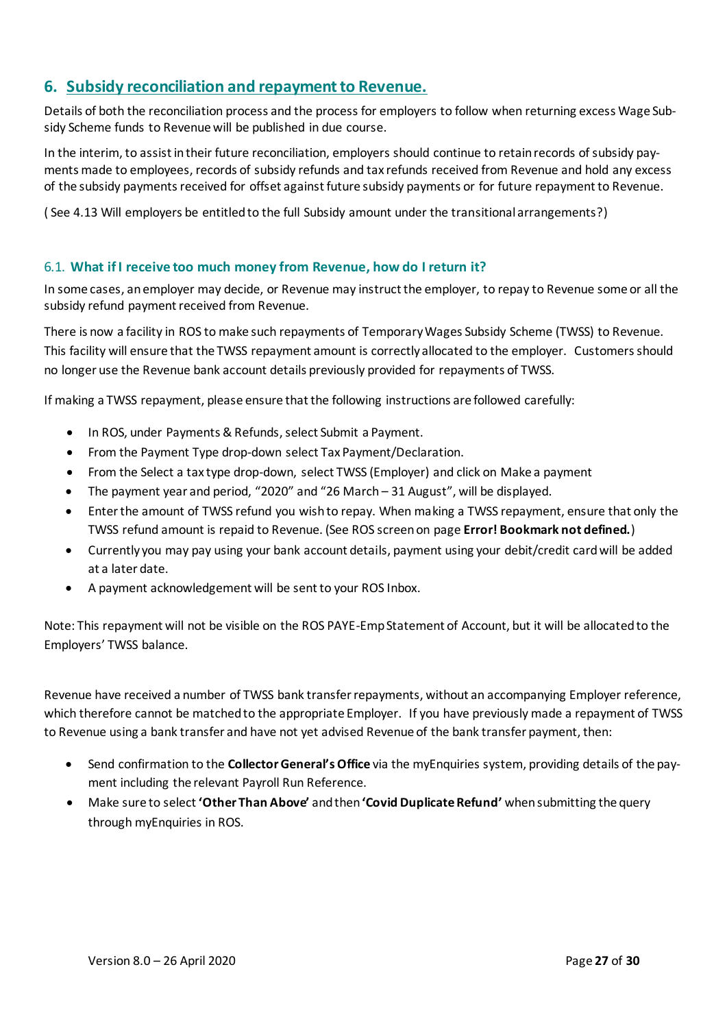## 6. Subsidy reconciliation and repayment to Revenue.

Details of both the reconciliation process and the process for employers to follow when returning excess Wage Subsidy Scheme funds to Revenue will be published in due course.

In the interim, to assist in their future reconciliation, employers should continue to retain records of subsidy payments made to employees, records of subsidy refunds and tax refunds received from Revenue and hold any excess of the subsidy payments received for offset against future subsidy payments or for future repayment to Revenue.

( See 4.13 Will employers be entitled to the full Subsidy amount under the transitional arrangements?)

### 6.1. What if I receive too much money from Revenue, how do I return it?

In some cases, an employer may decide, or Revenue may instruct the employer, to repay to Revenue some or all the subsidy refund payment received from Revenue.

There is now a facility in ROS to make such repayments of Temporary Wages Subsidy Scheme (TWSS) to Revenue. This facility will ensure that the TWSS repayment amount is correctly allocated to the employer. Customers should no longer use the Revenue bank account details previously provided for repayments of TWSS.

If making a TWSS repayment, please ensure that the following instructions are followed carefully:

- In ROS, under Payments & Refunds, select Submit a Payment.
- From the Payment Type drop-down select Tax Payment/Declaration.
- From the Select a tax type drop-down, select TWSS (Employer) and click on Make a payment
- The payment year and period, "2020" and "26 March – 31 August", will be displayed.
- Enter the amount of TWSS refund you wish to repay. When making a TWSS repayment, ensure that only the TWSS refund amount is repaid to Revenue. (See ROS screen on page **Error! Bookmark not defined.**)
- Currently you may pay using your bank account details, payment using your debit/credit card will be added at a later date.
- A payment acknowledgement will be sent to your ROS Inbox.

Note: This repayment will not be visible on the ROS PAYE-Emp Statement of Account, but it will be allocated to the Employers' TWSS balance.

Revenue have received a number of TWSS bank transfer repayments, without an accompanying Employer reference, which therefore cannot be matched to the appropriate Employer. If you have previously made a repayment of TWSS to Revenue using a bank transfer and have not yet advised Revenue of the bank transfer payment, then:

- Send confirmation to the **Collector General's Office** via the myEnquiries system, providing details of the payment including the relevant Payroll Run Reference.
- Make sure to select **'Other Than Above'** and then **'Covid Duplicate Refund'** when submitting the query through myEnquiries in ROS.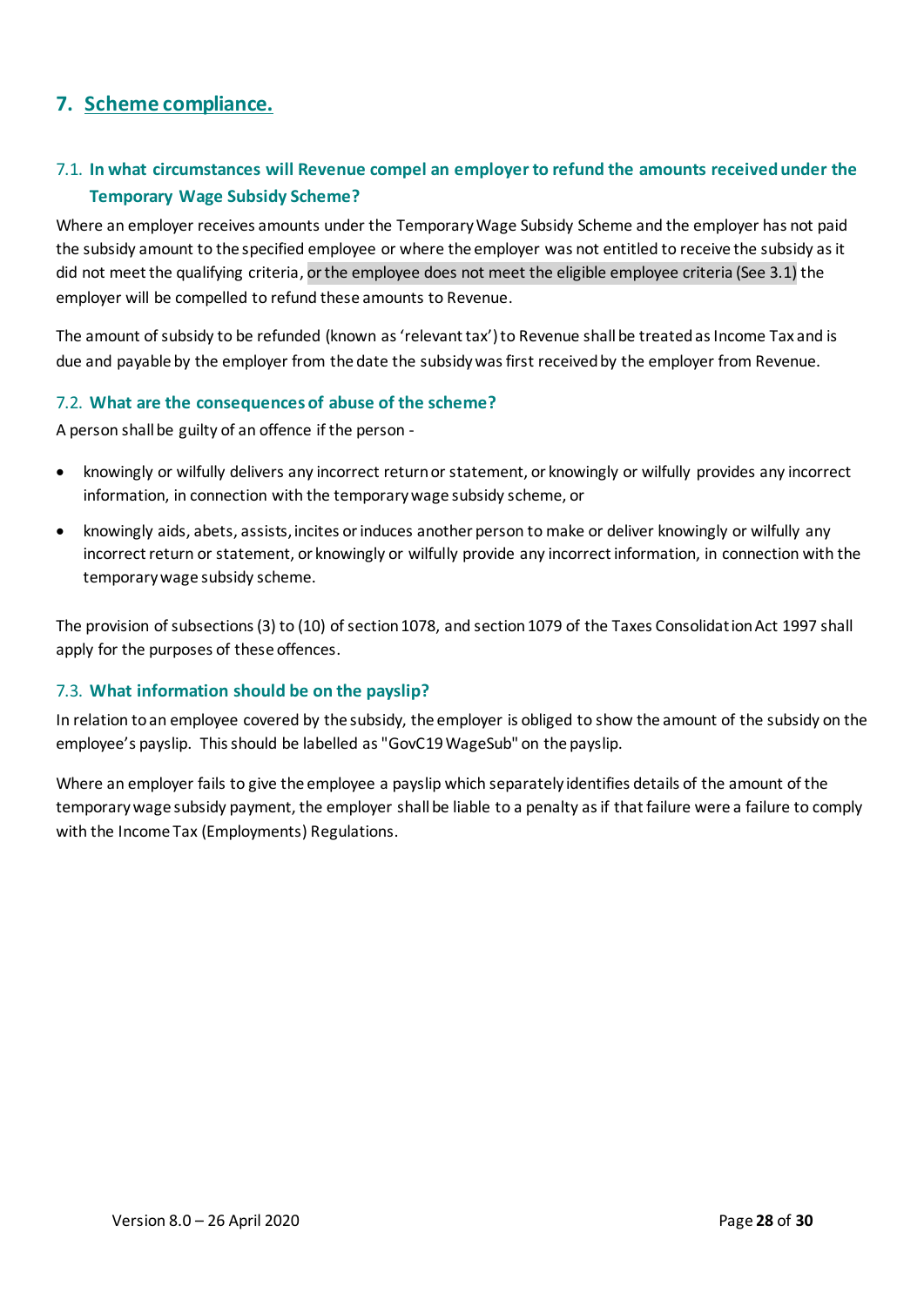## 7. Scheme compliance.

### 7.1. In what circumstances will Revenue compel an employer to refund the amounts received under the Temporary Wage Subsidy Scheme?

Where an employer receives amounts under the Temporary Wage Subsidy Scheme and the employer has not paid the subsidy amount to the specified employee or where the employer was not entitled to receive the subsidy as it did not meet the qualifying criteria, or the employee does not meet the eligible employee criteria (See 3.1) the employer will be compelled to refund these amounts to Revenue.

The amount of subsidy to be refunded (known as 'relevant tax') to Revenue shall be treated as Income Tax and is due and payable by the employer from the date the subsidy was first received by the employer from Revenue.

### 7.2. What are the consequences of abuse of the scheme?

A person shall be guilty of an offence if the person -

- knowingly or wilfully delivers any incorrect return or statement, or knowingly or wilfully provides any incorrect information, in connection with the temporary wage subsidy scheme, or
- knowingly aids, abets, assists, incites or induces another person to make or deliver knowingly or wilfully any incorrect return or statement, or knowingly or wilfully provide any incorrect information, in connection with the temporary wage subsidy scheme.

The provision of subsections (3) to (10) of section 1078, and section 1079 of the Taxes Consolidation Act 1997 shall apply for the purposes of these offences.

### 7.3. What information should be on the payslip?

In relation to an employee covered by the subsidy, the employer is obliged to show the amount of the subsidy on the employee's payslip. This should be labelled as "GovC19 WageSub" on the payslip.

Where an employer fails to give the employee a payslip which separately identifies details of the amount of the temporary wage subsidy payment, the employer shall be liable to a penalty as if that failure were a failure to comply with the Income Tax (Employments) Regulations.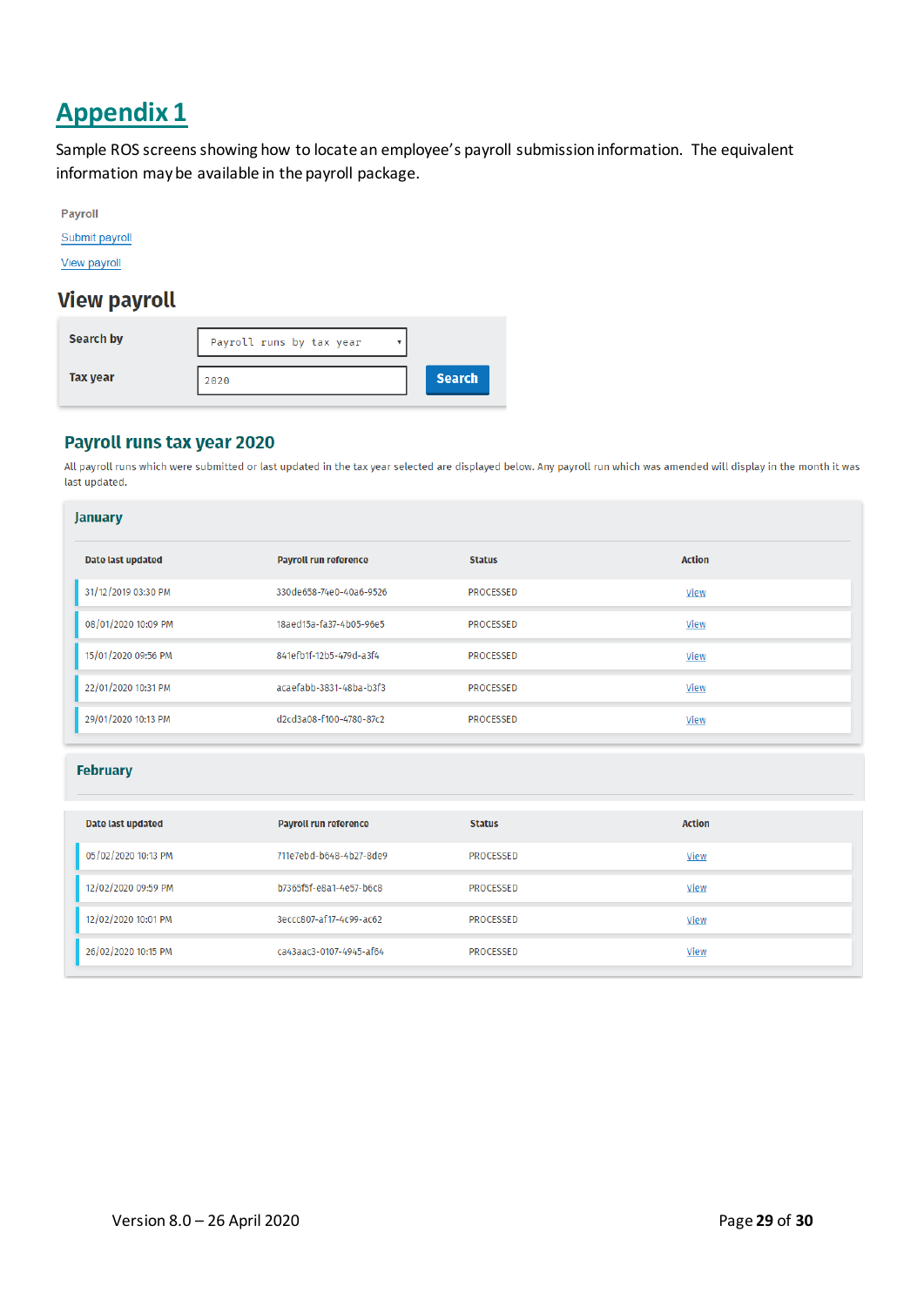# Appendix 1

Sample ROS screens showing how to locate an employee's payroll submission information. The equivalent information may be available in the payroll package.

Payroll

Submit payroll

View payroll

## View payroll

**Search by** Payroll runs by tax year

**Tax year** 2020

Search

### Payroll runs tax year 2020

All payroll runs which were submitted or last updated in the tax year selected are displayed below. Any payroll run which was amended will display in the month it was last updated.

#### January

| Date last updated | Payroll run reference | Status | Action |
|---|---|---|---|
| 31/12/2019 03:30 PM | 330de658-74e0-40a6-9526 | PROCESSED | View |
| 08/01/2020 10:09 PM | 18aed15a-fa37-4b05-96e5 | PROCESSED | View |
| 15/01/2020 09:56 PM | 841efb1f-12b5-479d-a3f4 | PROCESSED | View |
| 22/01/2020 10:31 PM | acaefabb-3831-48ba-b3f3 | PROCESSED | View |
| 29/01/2020 10:13 PM | d2cd3a08-f100-4780-87c2 | PROCESSED | View |

#### February

| Date last updated | Payroll run reference | Status | Action |
|---|---|---|---|
| 05/02/2020 10:13 PM | 711e7ebd-b648-4b27-8de9 | PROCESSED | View |
| 12/02/2020 09:59 PM | b7365f5f-e8a1-4e57-b6c8 | PROCESSED | View |
| 12/02/2020 10:01 PM | 3eccc807-af17-4c99-ac62 | PROCESSED | View |
| 26/02/2020 10:15 PM | ca43aac3-0107-4945-af64 | PROCESSED | View |

Version 8.0 – 26 April 2020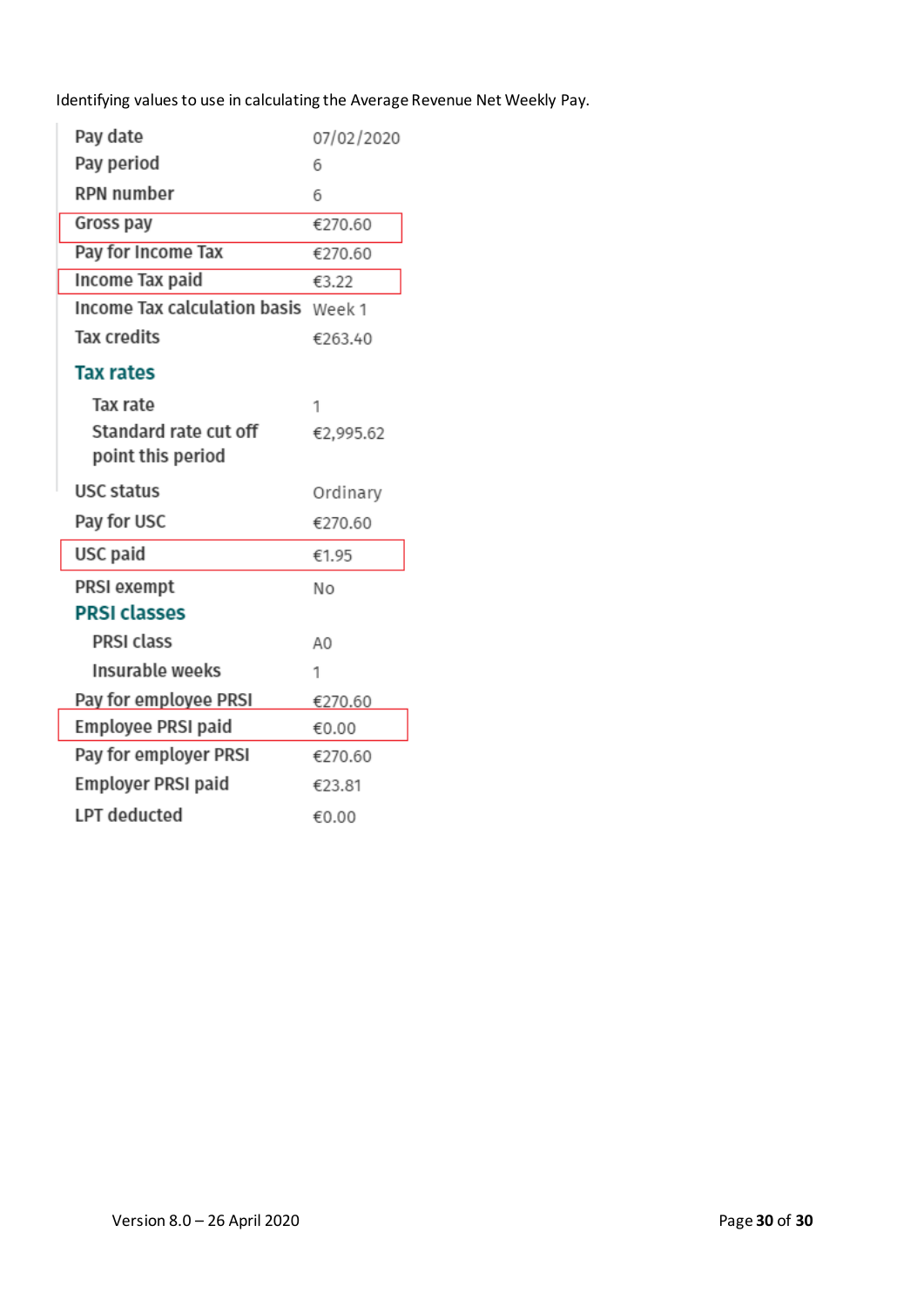Identifying values to use in calculating the Average Revenue Net Weekly Pay.

| | |
|---|---|
| Pay date | 07/02/2020 |
| Pay period | 6 |
| RPN number | 6 |
| Gross pay | €270.60 |
| Pay for Income Tax | €270.60 |
| Income Tax paid | €3.22 |
| Income Tax calculation basis | Week 1 |
| Tax credits | €263.40 |
| **Tax rates** | |
| Tax rate | 1 |
| Standard rate cut off point this period | €2,995.62 |
| USC status | Ordinary |
| Pay for USC | €270.60 |
| USC paid | €1.95 |
| PRSI exempt | No |
| **PRSI classes** | |
| PRSI class | A0 |
| Insurable weeks | 1 |
| Pay for employee PRSI | €270.60 |
| Employee PRSI paid | €0.00 |
| Pay for employer PRSI | €270.60 |
| Employer PRSI paid | €23.81 |
| LPT deducted | €0.00 |

Version 8.0 – 26 April 2020